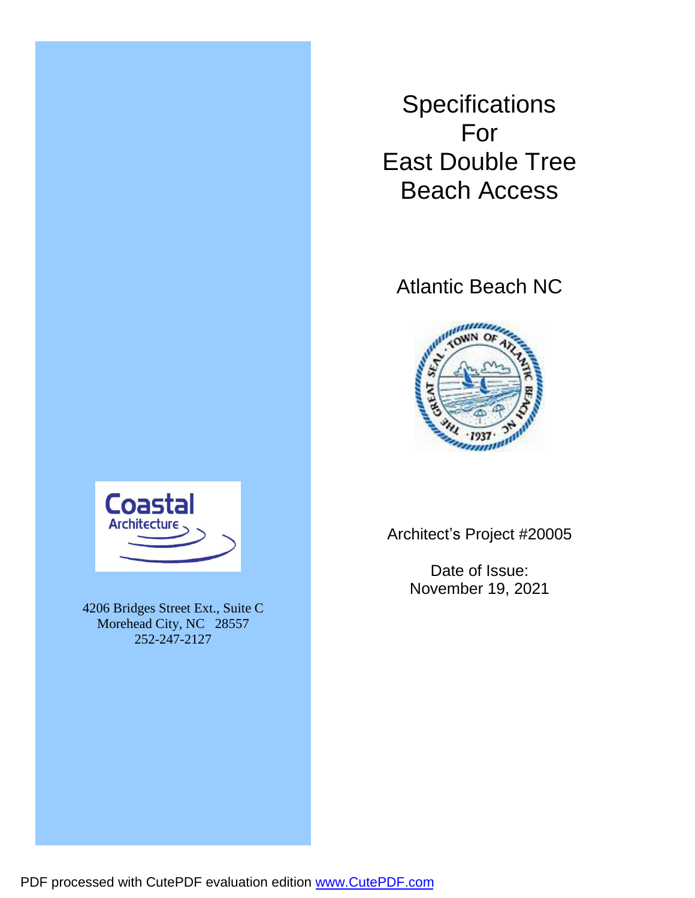# Specifications For East Double Tree Beach Access

## Atlantic Beach NC

Architect's Project #20005

Date of Issue:
November 19, 2021

Coastal Architecture

4206 Bridges Street Ext., Suite C
Morehead City, NC 28557
252-247-2127

PDF processed with CutePDF evaluation edition www.CutePDF.com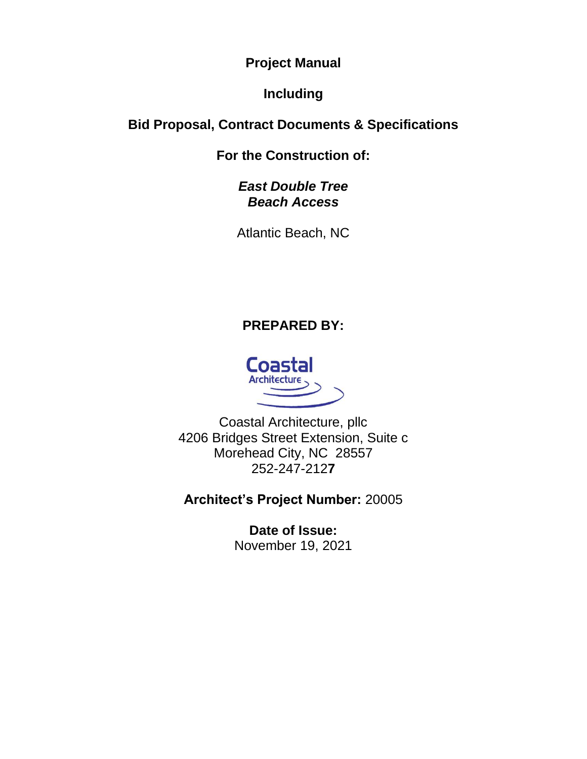**Project Manual**

**Including**

**Bid Proposal, Contract Documents & Specifications**

**For the Construction of:**

***East Double Tree***
***Beach Access***

Atlantic Beach, NC

**PREPARED BY:**

Coastal Architecture

Coastal Architecture, pllc
4206 Bridges Street Extension, Suite c
Morehead City, NC 28557
252-247-2127

**Architect's Project Number:** 20005

**Date of Issue:**
November 19, 2021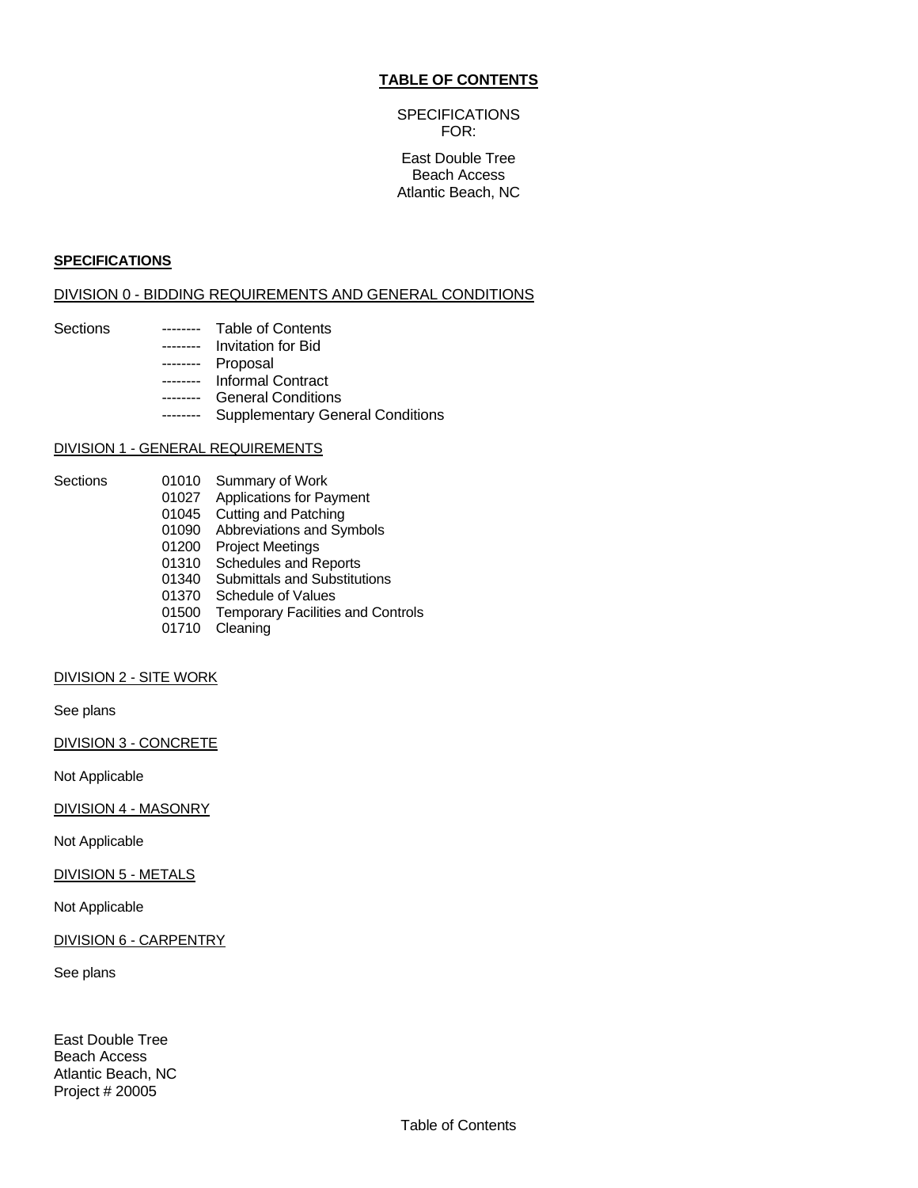# TABLE OF CONTENTS

SPECIFICATIONS
FOR:

East Double Tree
Beach Access
Atlantic Beach, NC

## SPECIFICATIONS

### DIVISION 0 - BIDDING REQUIREMENTS AND GENERAL CONDITIONS

| Sections | -------- | Table of Contents |
| --- | --- | --- |
| | -------- | Invitation for Bid |
| | -------- | Proposal |
| | -------- | Informal Contract |
| | -------- | General Conditions |
| | -------- | Supplementary General Conditions |

### DIVISION 1 - GENERAL REQUIREMENTS

| Sections | 01010 | Summary of Work |
| --- | --- | --- |
| | 01027 | Applications for Payment |
| | 01045 | Cutting and Patching |
| | 01090 | Abbreviations and Symbols |
| | 01200 | Project Meetings |
| | 01310 | Schedules and Reports |
| | 01340 | Submittals and Substitutions |
| | 01370 | Schedule of Values |
| | 01500 | Temporary Facilities and Controls |
| | 01710 | Cleaning |

### DIVISION 2 - SITE WORK

See plans

### DIVISION 3 - CONCRETE

Not Applicable

### DIVISION 4 - MASONRY

Not Applicable

### DIVISION 5 - METALS

Not Applicable

### DIVISION 6 - CARPENTRY

See plans

East Double Tree
Beach Access
Atlantic Beach, NC
Project # 20005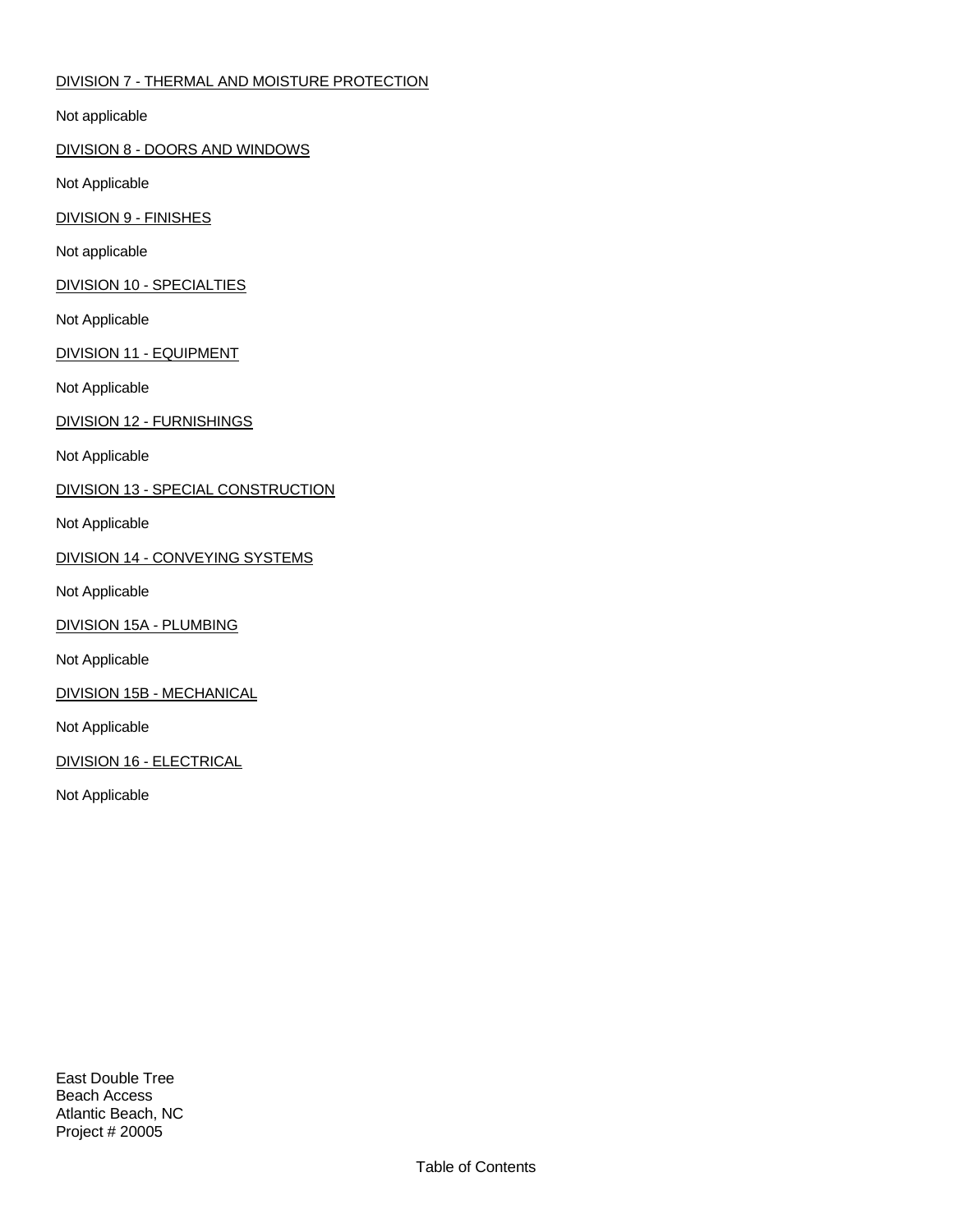DIVISION 7 - THERMAL AND MOISTURE PROTECTION

Not applicable

DIVISION 8 - DOORS AND WINDOWS

Not Applicable

DIVISION 9 - FINISHES

Not applicable

DIVISION 10 - SPECIALTIES

Not Applicable

DIVISION 11 - EQUIPMENT

Not Applicable

DIVISION 12 - FURNISHINGS

Not Applicable

DIVISION 13 - SPECIAL CONSTRUCTION

Not Applicable

DIVISION 14 - CONVEYING SYSTEMS

Not Applicable

DIVISION 15A - PLUMBING

Not Applicable

DIVISION 15B - MECHANICAL

Not Applicable

DIVISION 16 - ELECTRICAL

Not Applicable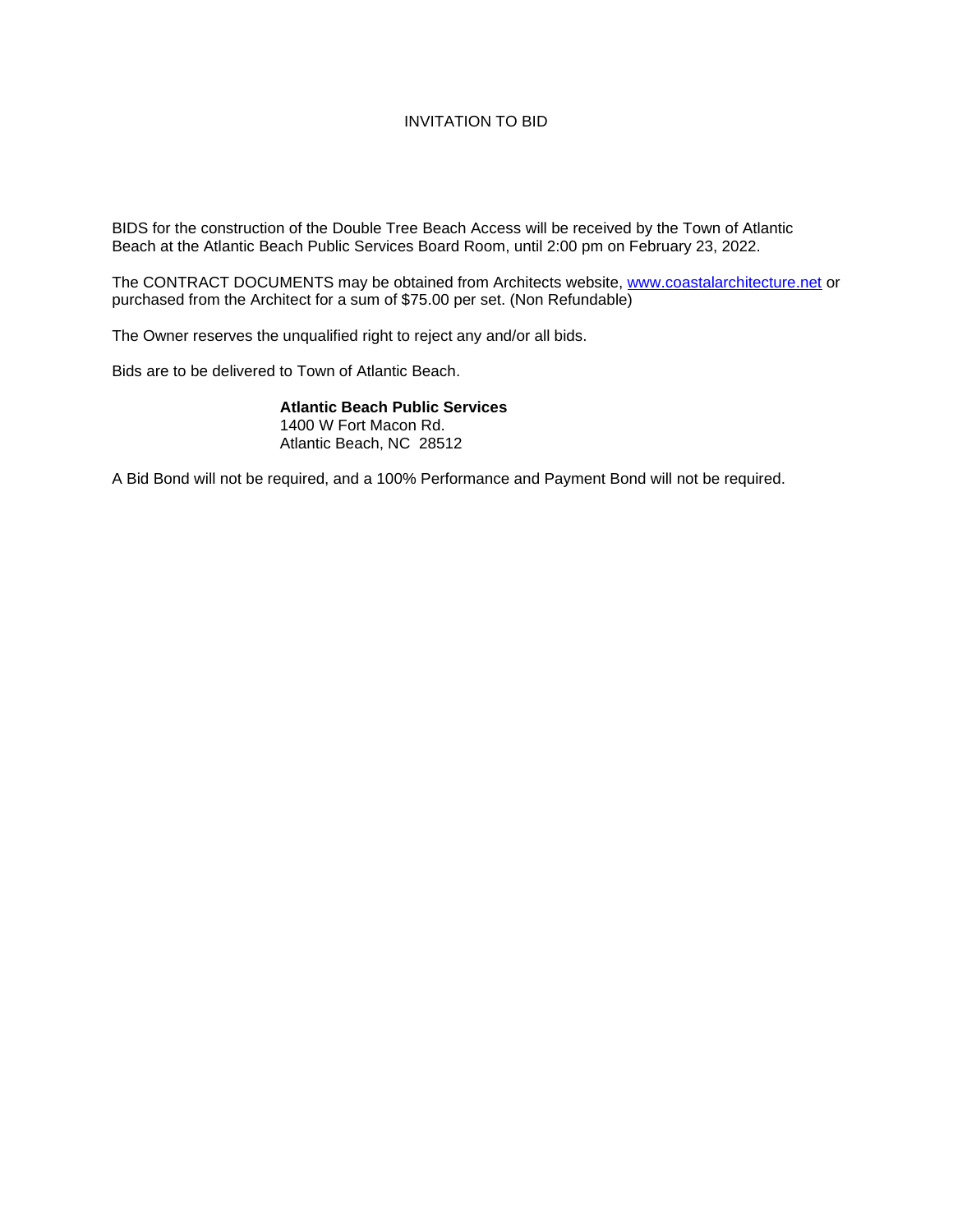# INVITATION TO BID

BIDS for the construction of the Double Tree Beach Access will be received by the Town of Atlantic Beach at the Atlantic Beach Public Services Board Room, until 2:00 pm on February 23, 2022.

The CONTRACT DOCUMENTS may be obtained from Architects website, www.coastalarchitecture.net or purchased from the Architect for a sum of $75.00 per set. (Non Refundable)

The Owner reserves the unqualified right to reject any and/or all bids.

Bids are to be delivered to Town of Atlantic Beach.

**Atlantic Beach Public Services**
1400 W Fort Macon Rd.
Atlantic Beach, NC 28512

A Bid Bond will not be required, and a 100% Performance and Payment Bond will not be required.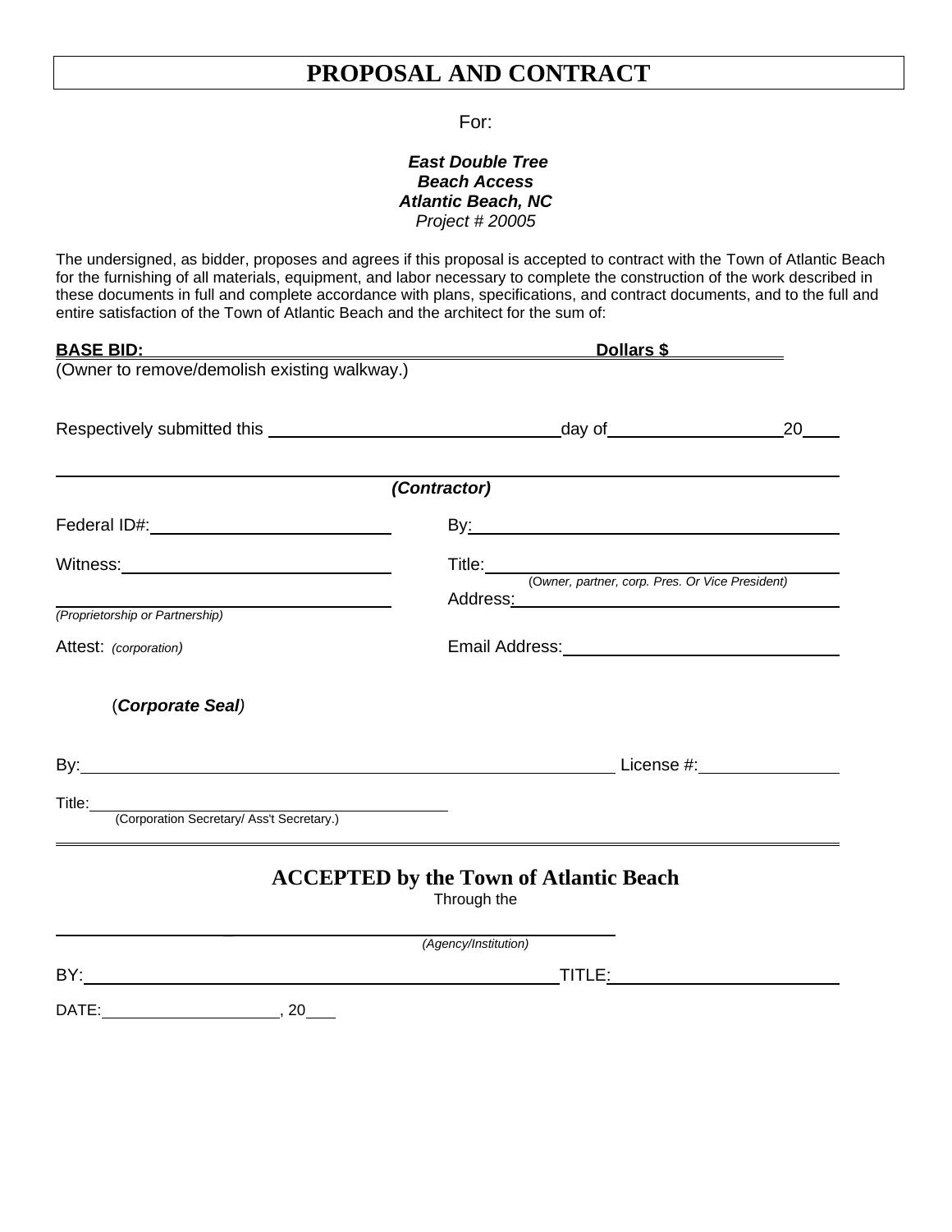# PROPOSAL AND CONTRACT

For:

***East Double Tree***
***Beach Access***
***Atlantic Beach, NC***
*Project # 20005*

The undersigned, as bidder, proposes and agrees if this proposal is accepted to contract with the Town of Atlantic Beach for the furnishing of all materials, equipment, and labor necessary to complete the construction of the work described in these documents in full and complete accordance with plans, specifications, and contract documents, and to the full and entire satisfaction of the Town of Atlantic Beach and the architect for the sum of:

**BASE BID: ______________________________________________ Dollars $ __________**
(Owner to remove/demolish existing walkway.)

Respectively submitted this ______________________ day of ______________ 20____

_______________________________________________________________
***(Contractor)***

Federal ID#: ______________________ By: ______________________________

Witness: ______________________ Title: ______________________________
(*Owner, partner, corp. Pres. Or Vice President*)

______________________ Address: ______________________________
*(Proprietorship or Partnership)*

Attest: *(corporation)* Email Address: ______________________________

(***Corporate Seal***)

By: ______________________________________________ License #: ______________

Title: ______________________________
(Corporation Secretary/ Ass't Secretary.)

---

## ACCEPTED by the Town of Atlantic Beach

Through the

______________________________________________
*(Agency/Institution)*

BY: ______________________________________________ TITLE: ______________________

DATE: ______________________, 20____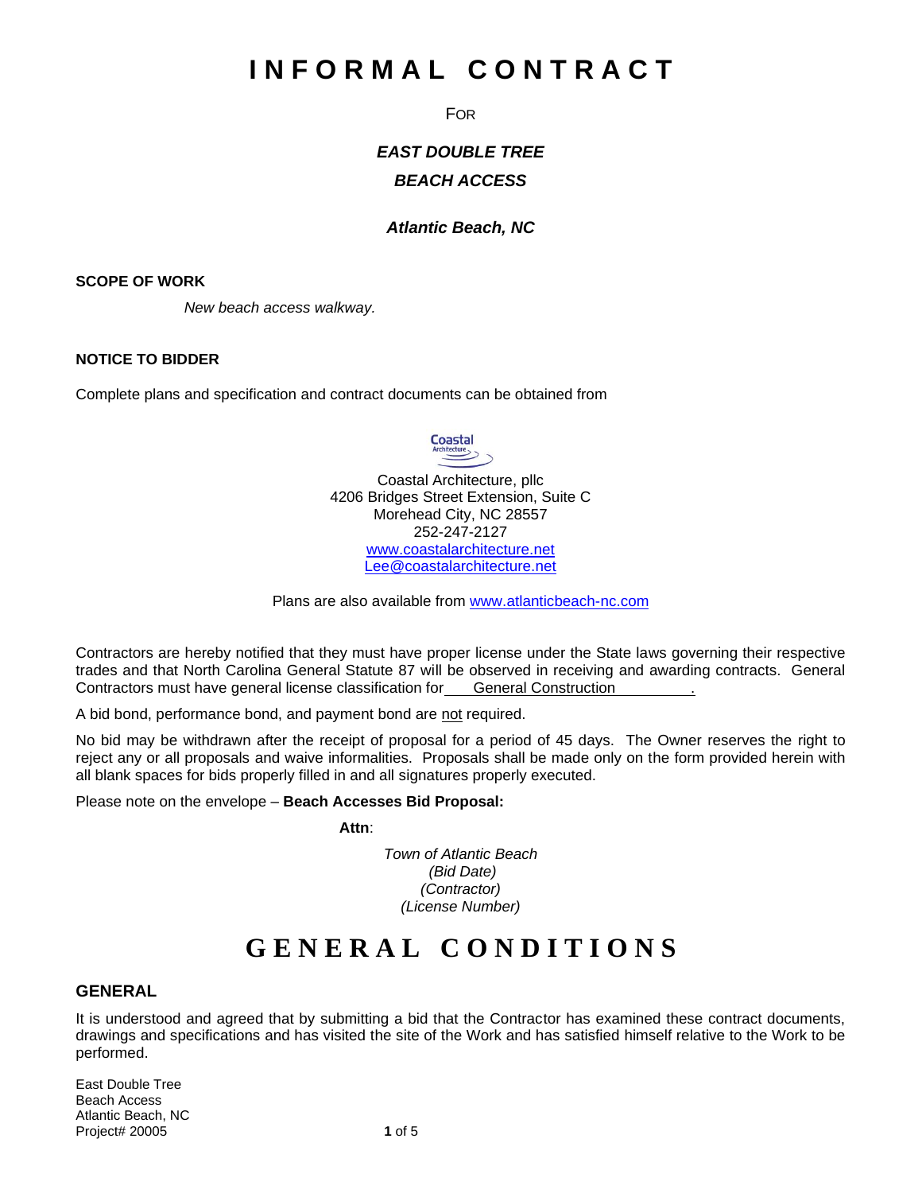# INFORMAL CONTRACT

FOR

***EAST DOUBLE TREE***

***BEACH ACCESS***

***Atlantic Beach, NC***

**SCOPE OF WORK**

*New beach access walkway.*

**NOTICE TO BIDDER**

Complete plans and specification and contract documents can be obtained from

Coastal Architecture, pllc
4206 Bridges Street Extension, Suite C
Morehead City, NC 28557
252-247-2127
www.coastalarchitecture.net
Lee@coastalarchitecture.net

Plans are also available from www.atlanticbeach-nc.com

Contractors are hereby notified that they must have proper license under the State laws governing their respective trades and that North Carolina General Statute 87 will be observed in receiving and awarding contracts. General Contractors must have general license classification for General Construction.

A bid bond, performance bond, and payment bond are not required.

No bid may be withdrawn after the receipt of proposal for a period of 45 days. The Owner reserves the right to reject any or all proposals and waive informalities. Proposals shall be made only on the form provided herein with all blank spaces for bids properly filled in and all signatures properly executed.

Please note on the envelope – **Beach Accesses Bid Proposal:**

**Attn**:

*Town of Atlantic Beach*
*(Bid Date)*
*(Contractor)*
*(License Number)*

# GENERAL CONDITIONS

## GENERAL

It is understood and agreed that by submitting a bid that the Contractor has examined these contract documents, drawings and specifications and has visited the site of the Work and has satisfied himself relative to the Work to be performed.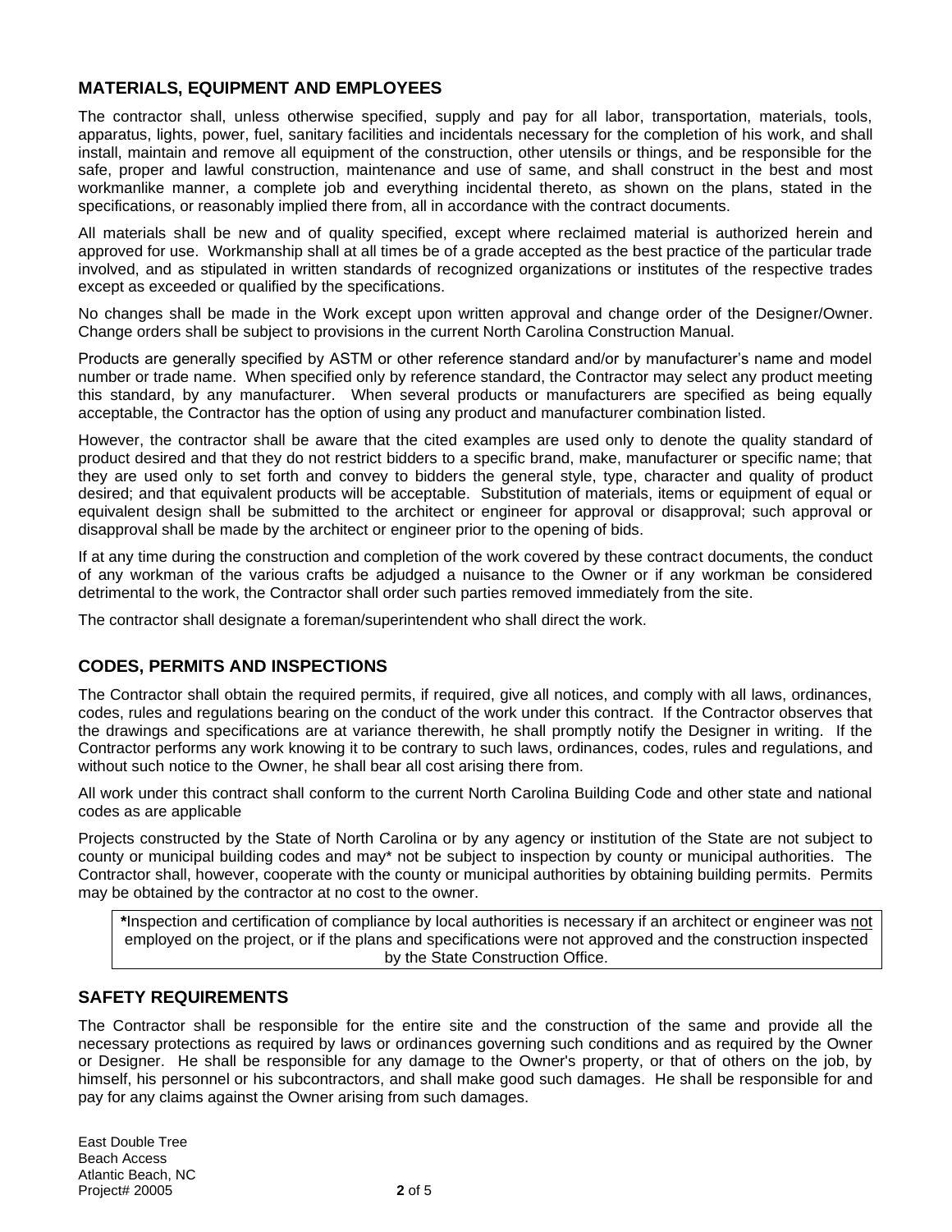## MATERIALS, EQUIPMENT AND EMPLOYEES

The contractor shall, unless otherwise specified, supply and pay for all labor, transportation, materials, tools, apparatus, lights, power, fuel, sanitary facilities and incidentals necessary for the completion of his work, and shall install, maintain and remove all equipment of the construction, other utensils or things, and be responsible for the safe, proper and lawful construction, maintenance and use of same, and shall construct in the best and most workmanlike manner, a complete job and everything incidental thereto, as shown on the plans, stated in the specifications, or reasonably implied there from, all in accordance with the contract documents.

All materials shall be new and of quality specified, except where reclaimed material is authorized herein and approved for use. Workmanship shall at all times be of a grade accepted as the best practice of the particular trade involved, and as stipulated in written standards of recognized organizations or institutes of the respective trades except as exceeded or qualified by the specifications.

No changes shall be made in the Work except upon written approval and change order of the Designer/Owner. Change orders shall be subject to provisions in the current North Carolina Construction Manual.

Products are generally specified by ASTM or other reference standard and/or by manufacturer's name and model number or trade name. When specified only by reference standard, the Contractor may select any product meeting this standard, by any manufacturer. When several products or manufacturers are specified as being equally acceptable, the Contractor has the option of using any product and manufacturer combination listed.

However, the contractor shall be aware that the cited examples are used only to denote the quality standard of product desired and that they do not restrict bidders to a specific brand, make, manufacturer or specific name; that they are used only to set forth and convey to bidders the general style, type, character and quality of product desired; and that equivalent products will be acceptable. Substitution of materials, items or equipment of equal or equivalent design shall be submitted to the architect or engineer for approval or disapproval; such approval or disapproval shall be made by the architect or engineer prior to the opening of bids.

If at any time during the construction and completion of the work covered by these contract documents, the conduct of any workman of the various crafts be adjudged a nuisance to the Owner or if any workman be considered detrimental to the work, the Contractor shall order such parties removed immediately from the site.

The contractor shall designate a foreman/superintendent who shall direct the work.

## CODES, PERMITS AND INSPECTIONS

The Contractor shall obtain the required permits, if required, give all notices, and comply with all laws, ordinances, codes, rules and regulations bearing on the conduct of the work under this contract. If the Contractor observes that the drawings and specifications are at variance therewith, he shall promptly notify the Designer in writing. If the Contractor performs any work knowing it to be contrary to such laws, ordinances, codes, rules and regulations, and without such notice to the Owner, he shall bear all cost arising there from.

All work under this contract shall conform to the current North Carolina Building Code and other state and national codes as are applicable

Projects constructed by the State of North Carolina or by any agency or institution of the State are not subject to county or municipal building codes and may* not be subject to inspection by county or municipal authorities. The Contractor shall, however, cooperate with the county or municipal authorities by obtaining building permits. Permits may be obtained by the contractor at no cost to the owner.

> ***Inspection and certification of compliance by local authorities is necessary if an architect or engineer was <u>not</u> employed on the project, or if the plans and specifications were not approved and the construction inspected by the State Construction Office.

## SAFETY REQUIREMENTS

The Contractor shall be responsible for the entire site and the construction of the same and provide all the necessary protections as required by laws or ordinances governing such conditions and as required by the Owner or Designer. He shall be responsible for any damage to the Owner's property, or that of others on the job, by himself, his personnel or his subcontractors, and shall make good such damages. He shall be responsible for and pay for any claims against the Owner arising from such damages.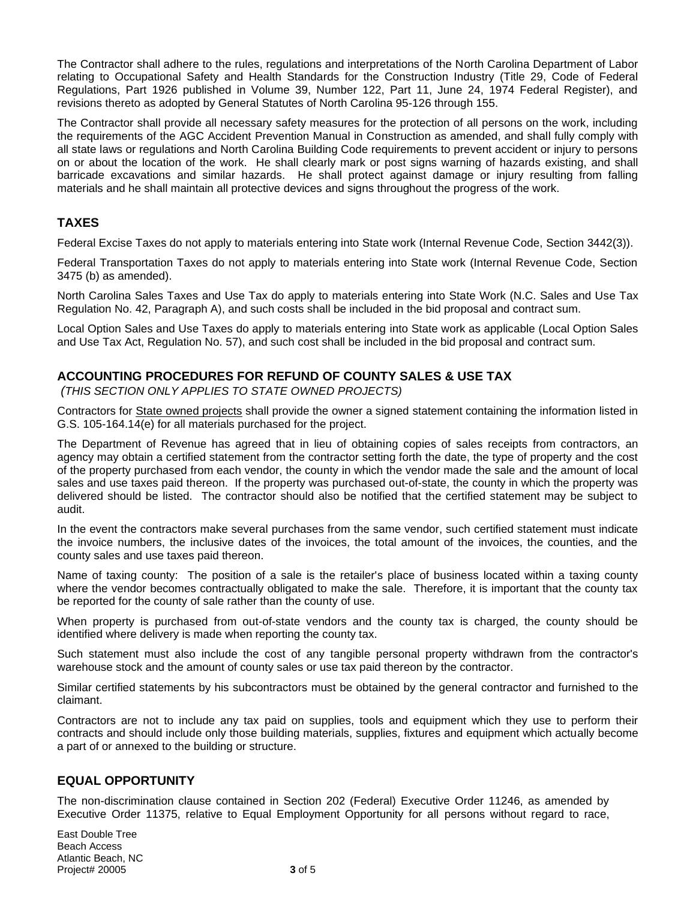The Contractor shall adhere to the rules, regulations and interpretations of the North Carolina Department of Labor relating to Occupational Safety and Health Standards for the Construction Industry (Title 29, Code of Federal Regulations, Part 1926 published in Volume 39, Number 122, Part 11, June 24, 1974 Federal Register), and revisions thereto as adopted by General Statutes of North Carolina 95-126 through 155.

The Contractor shall provide all necessary safety measures for the protection of all persons on the work, including the requirements of the AGC Accident Prevention Manual in Construction as amended, and shall fully comply with all state laws or regulations and North Carolina Building Code requirements to prevent accident or injury to persons on or about the location of the work. He shall clearly mark or post signs warning of hazards existing, and shall barricade excavations and similar hazards. He shall protect against damage or injury resulting from falling materials and he shall maintain all protective devices and signs throughout the progress of the work.

## TAXES

Federal Excise Taxes do not apply to materials entering into State work (Internal Revenue Code, Section 3442(3)).

Federal Transportation Taxes do not apply to materials entering into State work (Internal Revenue Code, Section 3475 (b) as amended).

North Carolina Sales Taxes and Use Tax do apply to materials entering into State Work (N.C. Sales and Use Tax Regulation No. 42, Paragraph A), and such costs shall be included in the bid proposal and contract sum.

Local Option Sales and Use Taxes do apply to materials entering into State work as applicable (Local Option Sales and Use Tax Act, Regulation No. 57), and such cost shall be included in the bid proposal and contract sum.

## ACCOUNTING PROCEDURES FOR REFUND OF COUNTY SALES & USE TAX

*(THIS SECTION ONLY APPLIES TO STATE OWNED PROJECTS)*

Contractors for State owned projects shall provide the owner a signed statement containing the information listed in G.S. 105-164.14(e) for all materials purchased for the project.

The Department of Revenue has agreed that in lieu of obtaining copies of sales receipts from contractors, an agency may obtain a certified statement from the contractor setting forth the date, the type of property and the cost of the property purchased from each vendor, the county in which the vendor made the sale and the amount of local sales and use taxes paid thereon. If the property was purchased out-of-state, the county in which the property was delivered should be listed. The contractor should also be notified that the certified statement may be subject to audit.

In the event the contractors make several purchases from the same vendor, such certified statement must indicate the invoice numbers, the inclusive dates of the invoices, the total amount of the invoices, the counties, and the county sales and use taxes paid thereon.

Name of taxing county: The position of a sale is the retailer's place of business located within a taxing county where the vendor becomes contractually obligated to make the sale. Therefore, it is important that the county tax be reported for the county of sale rather than the county of use.

When property is purchased from out-of-state vendors and the county tax is charged, the county should be identified where delivery is made when reporting the county tax.

Such statement must also include the cost of any tangible personal property withdrawn from the contractor's warehouse stock and the amount of county sales or use tax paid thereon by the contractor.

Similar certified statements by his subcontractors must be obtained by the general contractor and furnished to the claimant.

Contractors are not to include any tax paid on supplies, tools and equipment which they use to perform their contracts and should include only those building materials, supplies, fixtures and equipment which actually become a part of or annexed to the building or structure.

## EQUAL OPPORTUNITY

The non-discrimination clause contained in Section 202 (Federal) Executive Order 11246, as amended by Executive Order 11375, relative to Equal Employment Opportunity for all persons without regard to race,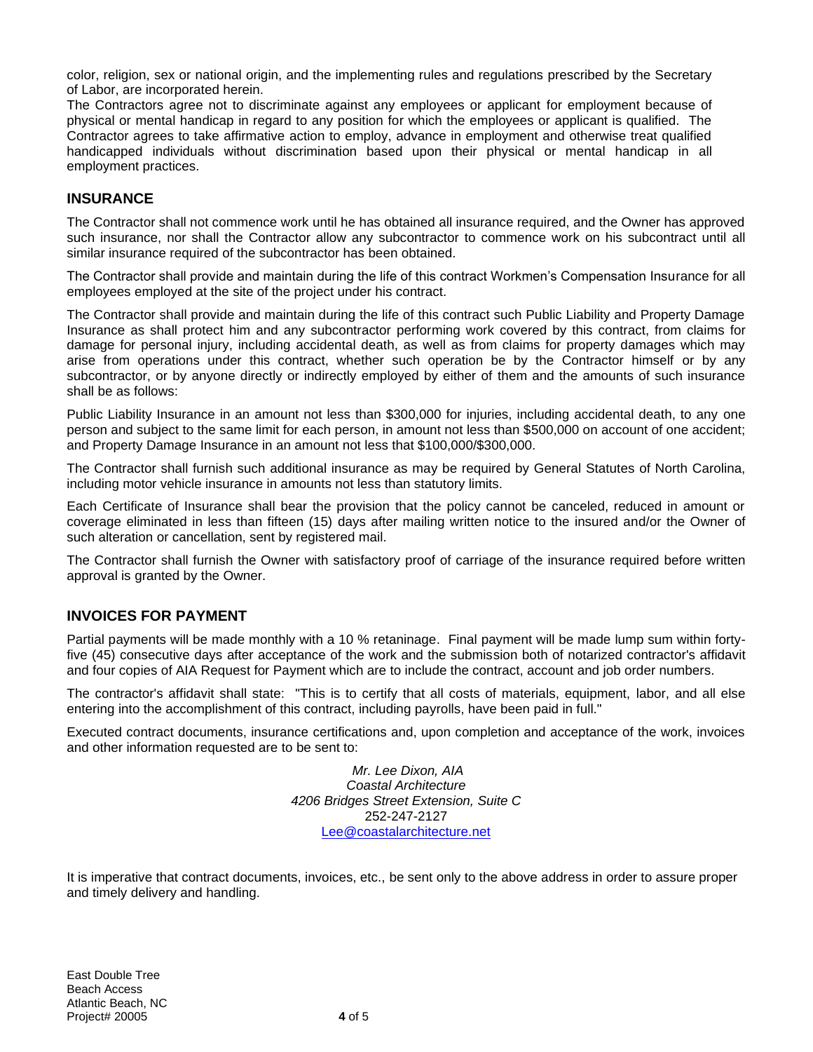color, religion, sex or national origin, and the implementing rules and regulations prescribed by the Secretary of Labor, are incorporated herein.

The Contractors agree not to discriminate against any employees or applicant for employment because of physical or mental handicap in regard to any position for which the employees or applicant is qualified. The Contractor agrees to take affirmative action to employ, advance in employment and otherwise treat qualified handicapped individuals without discrimination based upon their physical or mental handicap in all employment practices.

## INSURANCE

The Contractor shall not commence work until he has obtained all insurance required, and the Owner has approved such insurance, nor shall the Contractor allow any subcontractor to commence work on his subcontract until all similar insurance required of the subcontractor has been obtained.

The Contractor shall provide and maintain during the life of this contract Workmen's Compensation Insurance for all employees employed at the site of the project under his contract.

The Contractor shall provide and maintain during the life of this contract such Public Liability and Property Damage Insurance as shall protect him and any subcontractor performing work covered by this contract, from claims for damage for personal injury, including accidental death, as well as from claims for property damages which may arise from operations under this contract, whether such operation be by the Contractor himself or by any subcontractor, or by anyone directly or indirectly employed by either of them and the amounts of such insurance shall be as follows:

Public Liability Insurance in an amount not less than $300,000 for injuries, including accidental death, to any one person and subject to the same limit for each person, in amount not less than $500,000 on account of one accident; and Property Damage Insurance in an amount not less that $100,000/$300,000.

The Contractor shall furnish such additional insurance as may be required by General Statutes of North Carolina, including motor vehicle insurance in amounts not less than statutory limits.

Each Certificate of Insurance shall bear the provision that the policy cannot be canceled, reduced in amount or coverage eliminated in less than fifteen (15) days after mailing written notice to the insured and/or the Owner of such alteration or cancellation, sent by registered mail.

The Contractor shall furnish the Owner with satisfactory proof of carriage of the insurance required before written approval is granted by the Owner.

## INVOICES FOR PAYMENT

Partial payments will be made monthly with a 10 % retaninage. Final payment will be made lump sum within forty-five (45) consecutive days after acceptance of the work and the submission both of notarized contractor's affidavit and four copies of AIA Request for Payment which are to include the contract, account and job order numbers.

The contractor's affidavit shall state: "This is to certify that all costs of materials, equipment, labor, and all else entering into the accomplishment of this contract, including payrolls, have been paid in full."

Executed contract documents, insurance certifications and, upon completion and acceptance of the work, invoices and other information requested are to be sent to:

*Mr. Lee Dixon, AIA*
*Coastal Architecture*
*4206 Bridges Street Extension, Suite C*
252-247-2127
Lee@coastalarchitecture.net

It is imperative that contract documents, invoices, etc., be sent only to the above address in order to assure proper and timely delivery and handling.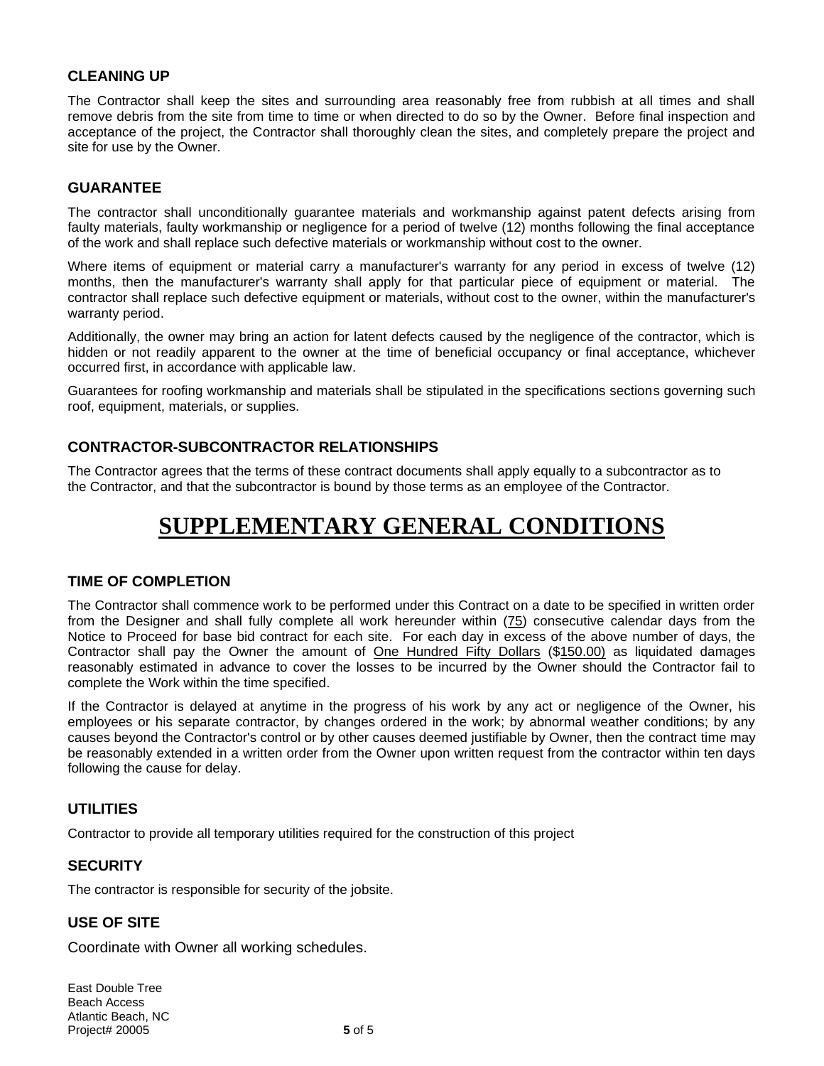### CLEANING UP

The Contractor shall keep the sites and surrounding area reasonably free from rubbish at all times and shall remove debris from the site from time to time or when directed to do so by the Owner. Before final inspection and acceptance of the project, the Contractor shall thoroughly clean the sites, and completely prepare the project and site for use by the Owner.

### GUARANTEE

The contractor shall unconditionally guarantee materials and workmanship against patent defects arising from faulty materials, faulty workmanship or negligence for a period of twelve (12) months following the final acceptance of the work and shall replace such defective materials or workmanship without cost to the owner.

Where items of equipment or material carry a manufacturer's warranty for any period in excess of twelve (12) months, then the manufacturer's warranty shall apply for that particular piece of equipment or material. The contractor shall replace such defective equipment or materials, without cost to the owner, within the manufacturer's warranty period.

Additionally, the owner may bring an action for latent defects caused by the negligence of the contractor, which is hidden or not readily apparent to the owner at the time of beneficial occupancy or final acceptance, whichever occurred first, in accordance with applicable law.

Guarantees for roofing workmanship and materials shall be stipulated in the specifications sections governing such roof, equipment, materials, or supplies.

### CONTRACTOR-SUBCONTRACTOR RELATIONSHIPS

The Contractor agrees that the terms of these contract documents shall apply equally to a subcontractor as to the Contractor, and that the subcontractor is bound by those terms as an employee of the Contractor.

# SUPPLEMENTARY GENERAL CONDITIONS

### TIME OF COMPLETION

The Contractor shall commence work to be performed under this Contract on a date to be specified in written order from the Designer and shall fully complete all work hereunder within (75) consecutive calendar days from the Notice to Proceed for base bid contract for each site. For each day in excess of the above number of days, the Contractor shall pay the Owner the amount of One Hundred Fifty Dollars ($150.00) as liquidated damages reasonably estimated in advance to cover the losses to be incurred by the Owner should the Contractor fail to complete the Work within the time specified.

If the Contractor is delayed at anytime in the progress of his work by any act or negligence of the Owner, his employees or his separate contractor, by changes ordered in the work; by abnormal weather conditions; by any causes beyond the Contractor's control or by other causes deemed justifiable by Owner, then the contract time may be reasonably extended in a written order from the Owner upon written request from the contractor within ten days following the cause for delay.

### UTILITIES

Contractor to provide all temporary utilities required for the construction of this project

### SECURITY

The contractor is responsible for security of the jobsite.

### USE OF SITE

Coordinate with Owner all working schedules.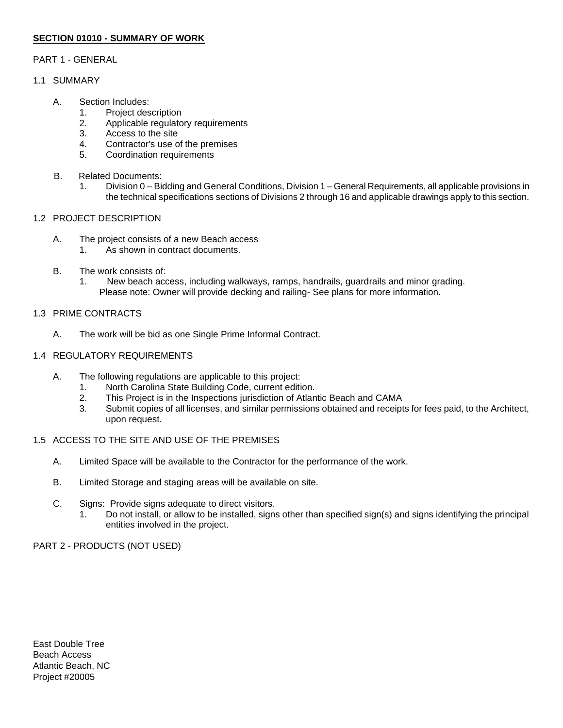## **SECTION 01010 - SUMMARY OF WORK**

PART 1 - GENERAL

1.1 SUMMARY

A. Section Includes:
   1. Project description
   2. Applicable regulatory requirements
   3. Access to the site
   4. Contractor's use of the premises
   5. Coordination requirements

B. Related Documents:
   1. Division 0 – Bidding and General Conditions, Division 1 – General Requirements, all applicable provisions in the technical specifications sections of Divisions 2 through 16 and applicable drawings apply to this section.

1.2 PROJECT DESCRIPTION

A. The project consists of a new Beach access
   1. As shown in contract documents.

B. The work consists of:
   1. New beach access, including walkways, ramps, handrails, guardrails and minor grading. Please note: Owner will provide decking and railing- See plans for more information.

1.3 PRIME CONTRACTS

A. The work will be bid as one Single Prime Informal Contract.

1.4 REGULATORY REQUIREMENTS

A. The following regulations are applicable to this project:
   1. North Carolina State Building Code, current edition.
   2. This Project is in the Inspections jurisdiction of Atlantic Beach and CAMA
   3. Submit copies of all licenses, and similar permissions obtained and receipts for fees paid, to the Architect, upon request.

1.5 ACCESS TO THE SITE AND USE OF THE PREMISES

A. Limited Space will be available to the Contractor for the performance of the work.

B. Limited Storage and staging areas will be available on site.

C. Signs: Provide signs adequate to direct visitors.
   1. Do not install, or allow to be installed, signs other than specified sign(s) and signs identifying the principal entities involved in the project.

PART 2 - PRODUCTS (NOT USED)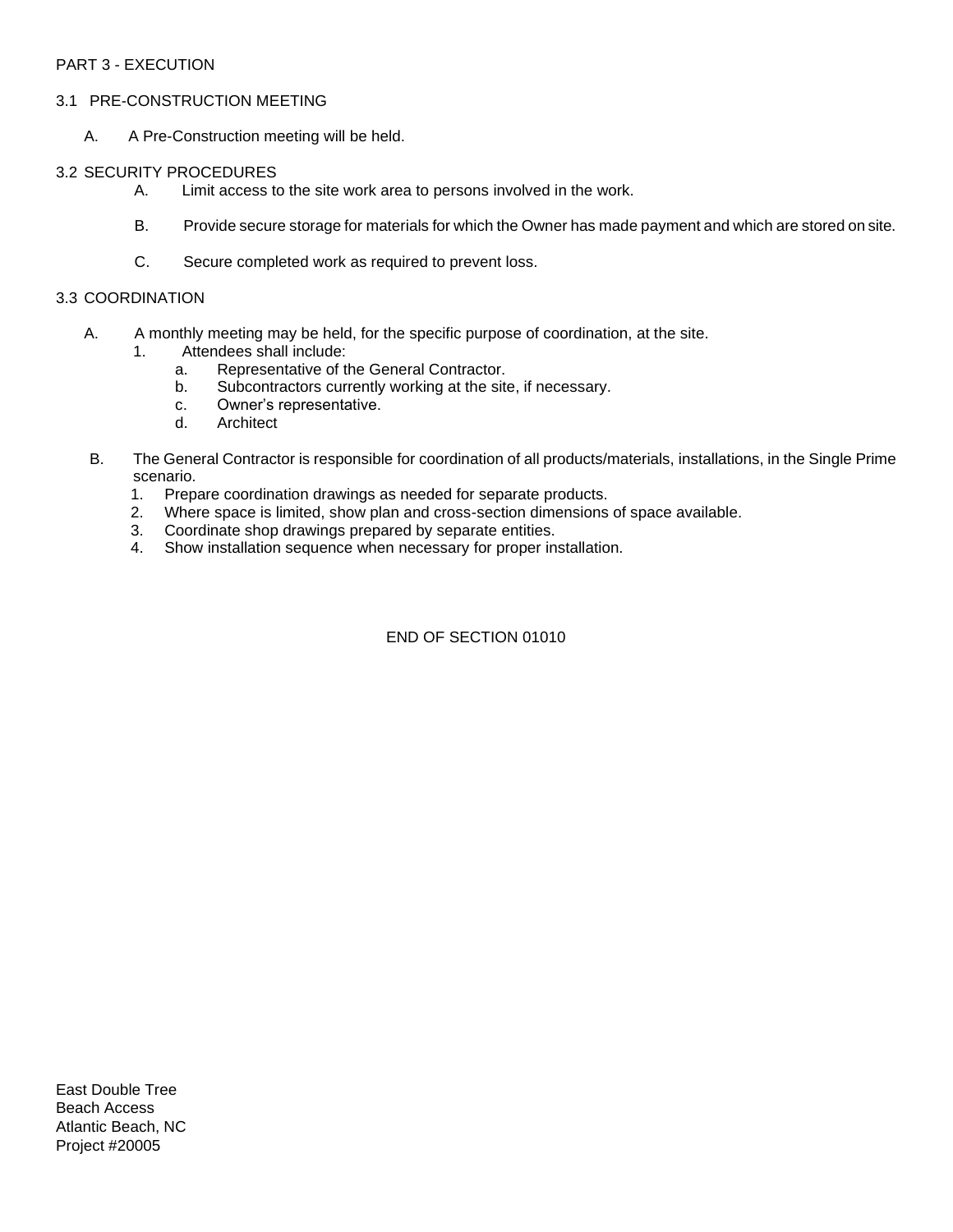## PART 3 - EXECUTION

### 3.1 PRE-CONSTRUCTION MEETING

A. A Pre-Construction meeting will be held.

### 3.2 SECURITY PROCEDURES

A. Limit access to the site work area to persons involved in the work.

B. Provide secure storage for materials for which the Owner has made payment and which are stored on site.

C. Secure completed work as required to prevent loss.

### 3.3 COORDINATION

A. A monthly meeting may be held, for the specific purpose of coordination, at the site.
   1. Attendees shall include:
      a. Representative of the General Contractor.
      b. Subcontractors currently working at the site, if necessary.
      c. Owner's representative.
      d. Architect

B. The General Contractor is responsible for coordination of all products/materials, installations, in the Single Prime scenario.
   1. Prepare coordination drawings as needed for separate products.
   2. Where space is limited, show plan and cross-section dimensions of space available.
   3. Coordinate shop drawings prepared by separate entities.
   4. Show installation sequence when necessary for proper installation.

END OF SECTION 01010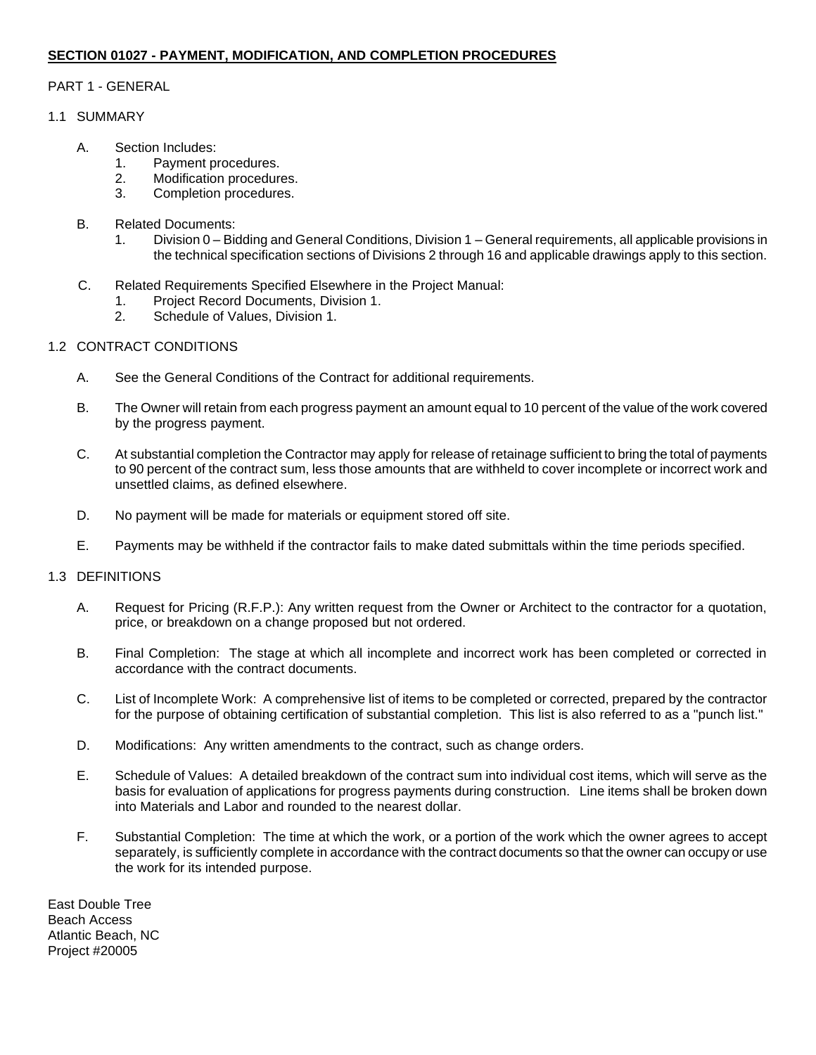**SECTION 01027 - PAYMENT, MODIFICATION, AND COMPLETION PROCEDURES**

PART 1 - GENERAL

1.1 SUMMARY

A. Section Includes:
   1. Payment procedures.
   2. Modification procedures.
   3. Completion procedures.

B. Related Documents:
   1. Division 0 – Bidding and General Conditions, Division 1 – General requirements, all applicable provisions in the technical specification sections of Divisions 2 through 16 and applicable drawings apply to this section.

C. Related Requirements Specified Elsewhere in the Project Manual:
   1. Project Record Documents, Division 1.
   2. Schedule of Values, Division 1.

1.2 CONTRACT CONDITIONS

A. See the General Conditions of the Contract for additional requirements.

B. The Owner will retain from each progress payment an amount equal to 10 percent of the value of the work covered by the progress payment.

C. At substantial completion the Contractor may apply for release of retainage sufficient to bring the total of payments to 90 percent of the contract sum, less those amounts that are withheld to cover incomplete or incorrect work and unsettled claims, as defined elsewhere.

D. No payment will be made for materials or equipment stored off site.

E. Payments may be withheld if the contractor fails to make dated submittals within the time periods specified.

1.3 DEFINITIONS

A. Request for Pricing (R.F.P.): Any written request from the Owner or Architect to the contractor for a quotation, price, or breakdown on a change proposed but not ordered.

B. Final Completion: The stage at which all incomplete and incorrect work has been completed or corrected in accordance with the contract documents.

C. List of Incomplete Work: A comprehensive list of items to be completed or corrected, prepared by the contractor for the purpose of obtaining certification of substantial completion. This list is also referred to as a "punch list."

D. Modifications: Any written amendments to the contract, such as change orders.

E. Schedule of Values: A detailed breakdown of the contract sum into individual cost items, which will serve as the basis for evaluation of applications for progress payments during construction. Line items shall be broken down into Materials and Labor and rounded to the nearest dollar.

F. Substantial Completion: The time at which the work, or a portion of the work which the owner agrees to accept separately, is sufficiently complete in accordance with the contract documents so that the owner can occupy or use the work for its intended purpose.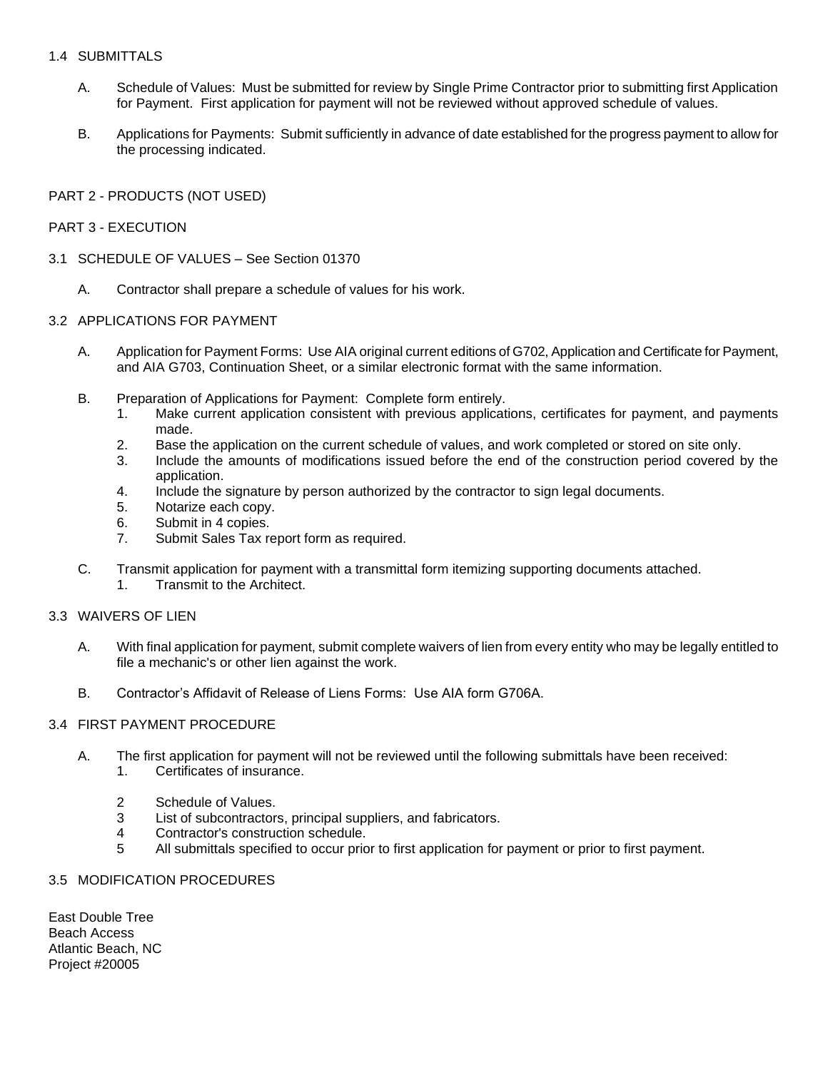## 1.4 SUBMITTALS

A. Schedule of Values: Must be submitted for review by Single Prime Contractor prior to submitting first Application for Payment. First application for payment will not be reviewed without approved schedule of values.

B. Applications for Payments: Submit sufficiently in advance of date established for the progress payment to allow for the processing indicated.

# PART 2 - PRODUCTS (NOT USED)

# PART 3 - EXECUTION

## 3.1 SCHEDULE OF VALUES – See Section 01370

A. Contractor shall prepare a schedule of values for his work.

## 3.2 APPLICATIONS FOR PAYMENT

A. Application for Payment Forms: Use AIA original current editions of G702, Application and Certificate for Payment, and AIA G703, Continuation Sheet, or a similar electronic format with the same information.

B. Preparation of Applications for Payment: Complete form entirely.
   1. Make current application consistent with previous applications, certificates for payment, and payments made.
   2. Base the application on the current schedule of values, and work completed or stored on site only.
   3. Include the amounts of modifications issued before the end of the construction period covered by the application.
   4. Include the signature by person authorized by the contractor to sign legal documents.
   5. Notarize each copy.
   6. Submit in 4 copies.
   7. Submit Sales Tax report form as required.

C. Transmit application for payment with a transmittal form itemizing supporting documents attached.
   1. Transmit to the Architect.

## 3.3 WAIVERS OF LIEN

A. With final application for payment, submit complete waivers of lien from every entity who may be legally entitled to file a mechanic's or other lien against the work.

B. Contractor's Affidavit of Release of Liens Forms: Use AIA form G706A.

## 3.4 FIRST PAYMENT PROCEDURE

A. The first application for payment will not be reviewed until the following submittals have been received:
   1. Certificates of insurance.
   2 Schedule of Values.
   3 List of subcontractors, principal suppliers, and fabricators.
   4 Contractor's construction schedule.
   5 All submittals specified to occur prior to first application for payment or prior to first payment.

## 3.5 MODIFICATION PROCEDURES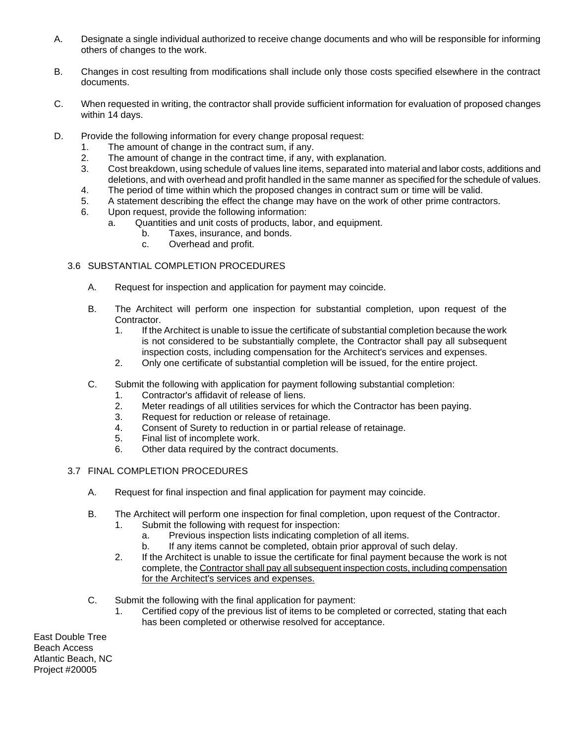A. Designate a single individual authorized to receive change documents and who will be responsible for informing others of changes to the work.

B. Changes in cost resulting from modifications shall include only those costs specified elsewhere in the contract documents.

C. When requested in writing, the contractor shall provide sufficient information for evaluation of proposed changes within 14 days.

D. Provide the following information for every change proposal request:
   1. The amount of change in the contract sum, if any.
   2. The amount of change in the contract time, if any, with explanation.
   3. Cost breakdown, using schedule of values line items, separated into material and labor costs, additions and deletions, and with overhead and profit handled in the same manner as specified for the schedule of values.
   4. The period of time within which the proposed changes in contract sum or time will be valid.
   5. A statement describing the effect the change may have on the work of other prime contractors.
   6. Upon request, provide the following information:
      a. Quantities and unit costs of products, labor, and equipment.
      b. Taxes, insurance, and bonds.
      c. Overhead and profit.

### 3.6 SUBSTANTIAL COMPLETION PROCEDURES

A. Request for inspection and application for payment may coincide.

B. The Architect will perform one inspection for substantial completion, upon request of the Contractor.
   1. If the Architect is unable to issue the certificate of substantial completion because the work is not considered to be substantially complete, the Contractor shall pay all subsequent inspection costs, including compensation for the Architect's services and expenses.
   2. Only one certificate of substantial completion will be issued, for the entire project.

C. Submit the following with application for payment following substantial completion:
   1. Contractor's affidavit of release of liens.
   2. Meter readings of all utilities services for which the Contractor has been paying.
   3. Request for reduction or release of retainage.
   4. Consent of Surety to reduction in or partial release of retainage.
   5. Final list of incomplete work.
   6. Other data required by the contract documents.

### 3.7 FINAL COMPLETION PROCEDURES

A. Request for final inspection and final application for payment may coincide.

B. The Architect will perform one inspection for final completion, upon request of the Contractor.
   1. Submit the following with request for inspection:
      a. Previous inspection lists indicating completion of all items.
      b. If any items cannot be completed, obtain prior approval of such delay.
   2. If the Architect is unable to issue the certificate for final payment because the work is not complete, the Contractor shall pay all subsequent inspection costs, including compensation for the Architect's services and expenses.

C. Submit the following with the final application for payment:
   1. Certified copy of the previous list of items to be completed or corrected, stating that each has been completed or otherwise resolved for acceptance.

East Double Tree
Beach Access
Atlantic Beach, NC
Project #20005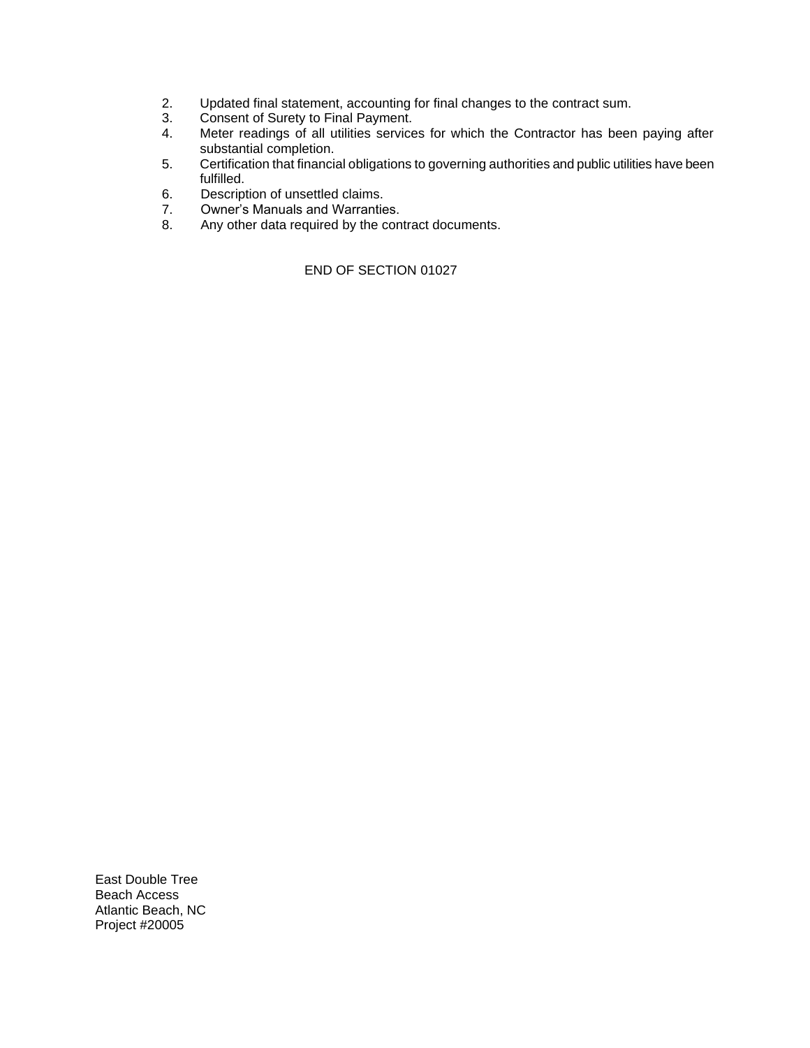2. Updated final statement, accounting for final changes to the contract sum.
3. Consent of Surety to Final Payment.
4. Meter readings of all utilities services for which the Contractor has been paying after substantial completion.
5. Certification that financial obligations to governing authorities and public utilities have been fulfilled.
6. Description of unsettled claims.
7. Owner's Manuals and Warranties.
8. Any other data required by the contract documents.

END OF SECTION 01027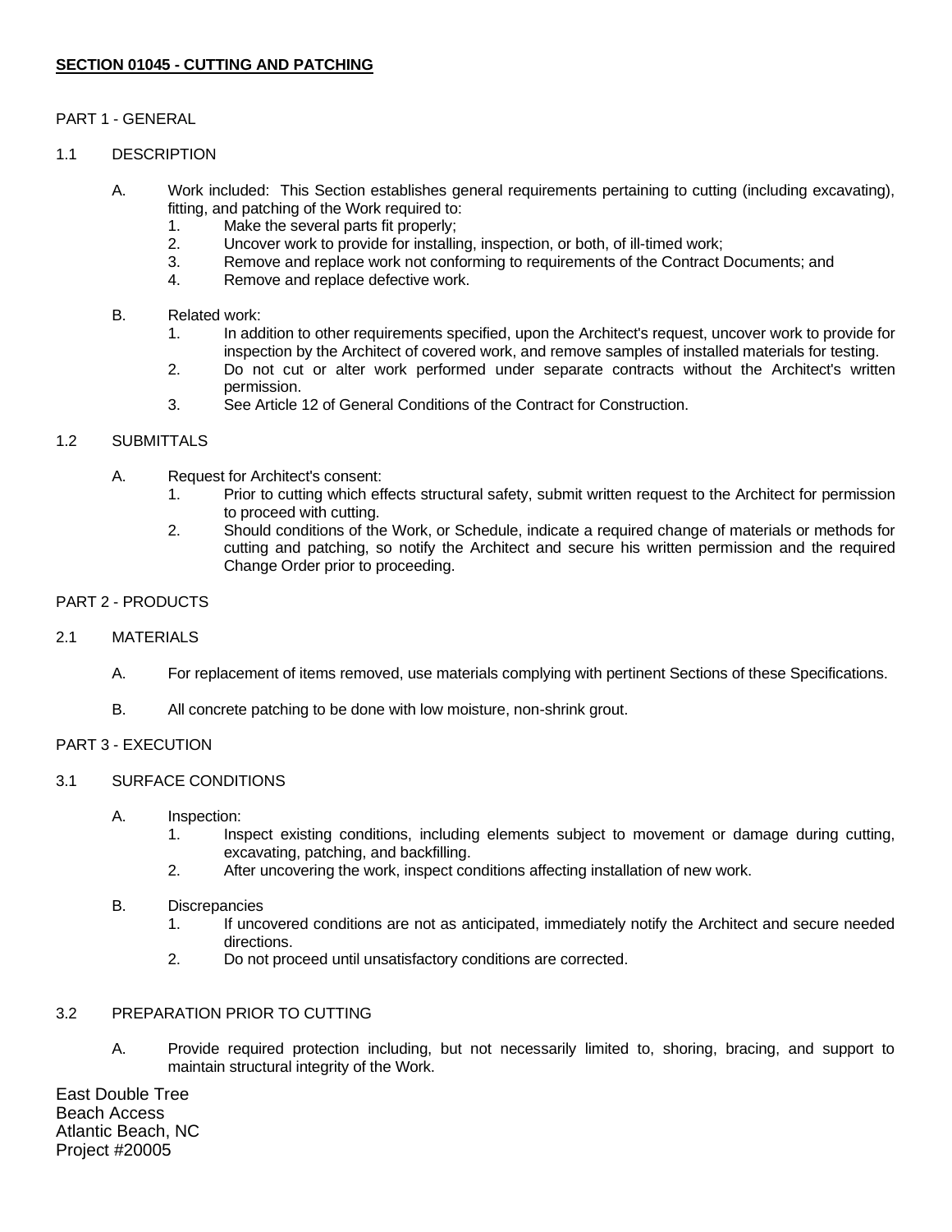## SECTION 01045 - CUTTING AND PATCHING

PART 1 - GENERAL

1.1 DESCRIPTION

A. Work included: This Section establishes general requirements pertaining to cutting (including excavating), fitting, and patching of the Work required to:
   1. Make the several parts fit properly;
   2. Uncover work to provide for installing, inspection, or both, of ill-timed work;
   3. Remove and replace work not conforming to requirements of the Contract Documents; and
   4. Remove and replace defective work.

B. Related work:
   1. In addition to other requirements specified, upon the Architect's request, uncover work to provide for inspection by the Architect of covered work, and remove samples of installed materials for testing.
   2. Do not cut or alter work performed under separate contracts without the Architect's written permission.
   3. See Article 12 of General Conditions of the Contract for Construction.

1.2 SUBMITTALS

A. Request for Architect's consent:
   1. Prior to cutting which effects structural safety, submit written request to the Architect for permission to proceed with cutting.
   2. Should conditions of the Work, or Schedule, indicate a required change of materials or methods for cutting and patching, so notify the Architect and secure his written permission and the required Change Order prior to proceeding.

PART 2 - PRODUCTS

2.1 MATERIALS

A. For replacement of items removed, use materials complying with pertinent Sections of these Specifications.

B. All concrete patching to be done with low moisture, non-shrink grout.

PART 3 - EXECUTION

3.1 SURFACE CONDITIONS

A. Inspection:
   1. Inspect existing conditions, including elements subject to movement or damage during cutting, excavating, patching, and backfilling.
   2. After uncovering the work, inspect conditions affecting installation of new work.

B. Discrepancies
   1. If uncovered conditions are not as anticipated, immediately notify the Architect and secure needed directions.
   2. Do not proceed until unsatisfactory conditions are corrected.

3.2 PREPARATION PRIOR TO CUTTING

A. Provide required protection including, but not necessarily limited to, shoring, bracing, and support to maintain structural integrity of the Work.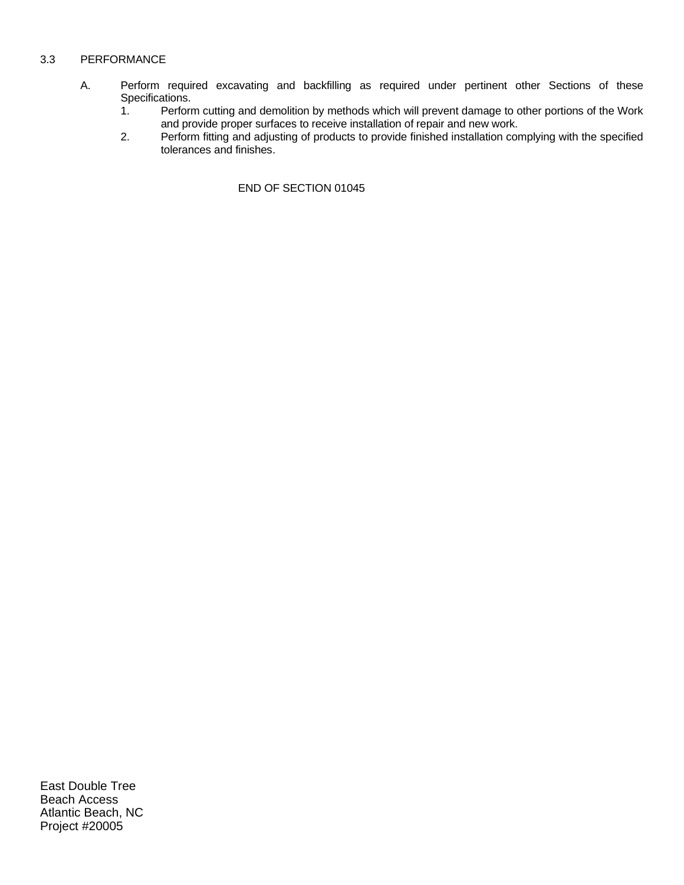## 3.3 PERFORMANCE

A. Perform required excavating and backfilling as required under pertinent other Sections of these Specifications.

   1. Perform cutting and demolition by methods which will prevent damage to other portions of the Work and provide proper surfaces to receive installation of repair and new work.
   2. Perform fitting and adjusting of products to provide finished installation complying with the specified tolerances and finishes.

END OF SECTION 01045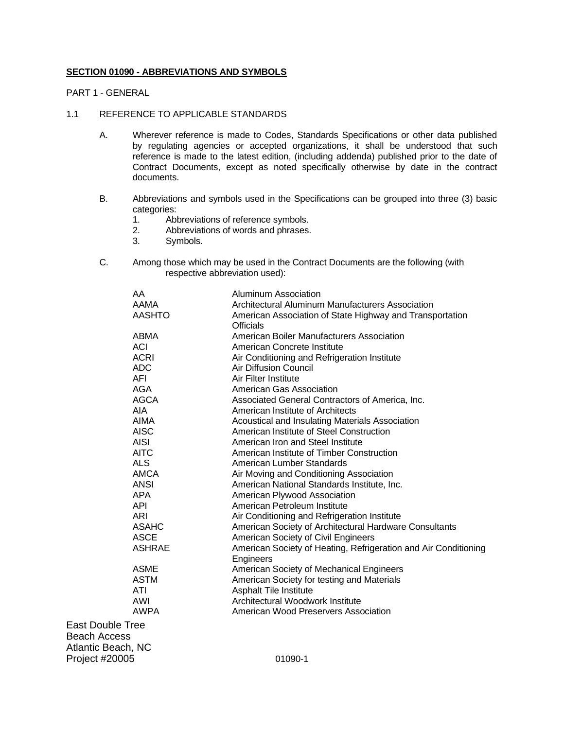**SECTION 01090 - ABBREVIATIONS AND SYMBOLS**

PART 1 - GENERAL

1.1 REFERENCE TO APPLICABLE STANDARDS

A. Wherever reference is made to Codes, Standards Specifications or other data published by regulating agencies or accepted organizations, it shall be understood that such reference is made to the latest edition, (including addenda) published prior to the date of Contract Documents, except as noted specifically otherwise by date in the contract documents.

B. Abbreviations and symbols used in the Specifications can be grouped into three (3) basic categories:
   1. Abbreviations of reference symbols.
   2. Abbreviations of words and phrases.
   3. Symbols.

C. Among those which may be used in the Contract Documents are the following (with respective abbreviation used):

| | |
|---|---|
| AA | Aluminum Association |
| AAMA | Architectural Aluminum Manufacturers Association |
| AASHTO | American Association of State Highway and Transportation Officials |
| ABMA | American Boiler Manufacturers Association |
| ACI | American Concrete Institute |
| ACRI | Air Conditioning and Refrigeration Institute |
| ADC | Air Diffusion Council |
| AFI | Air Filter Institute |
| AGA | American Gas Association |
| AGCA | Associated General Contractors of America, Inc. |
| AIA | American Institute of Architects |
| AIMA | Acoustical and Insulating Materials Association |
| AISC | American Institute of Steel Construction |
| AISI | American Iron and Steel Institute |
| AITC | American Institute of Timber Construction |
| ALS | American Lumber Standards |
| AMCA | Air Moving and Conditioning Association |
| ANSI | American National Standards Institute, Inc. |
| APA | American Plywood Association |
| API | American Petroleum Institute |
| ARI | Air Conditioning and Refrigeration Institute |
| ASAHC | American Society of Architectural Hardware Consultants |
| ASCE | American Society of Civil Engineers |
| ASHRAE | American Society of Heating, Refrigeration and Air Conditioning Engineers |
| ASME | American Society of Mechanical Engineers |
| ASTM | American Society for testing and Materials |
| ATI | Asphalt Tile Institute |
| AWI | Architectural Woodwork Institute |
| AWPA | American Wood Preservers Association |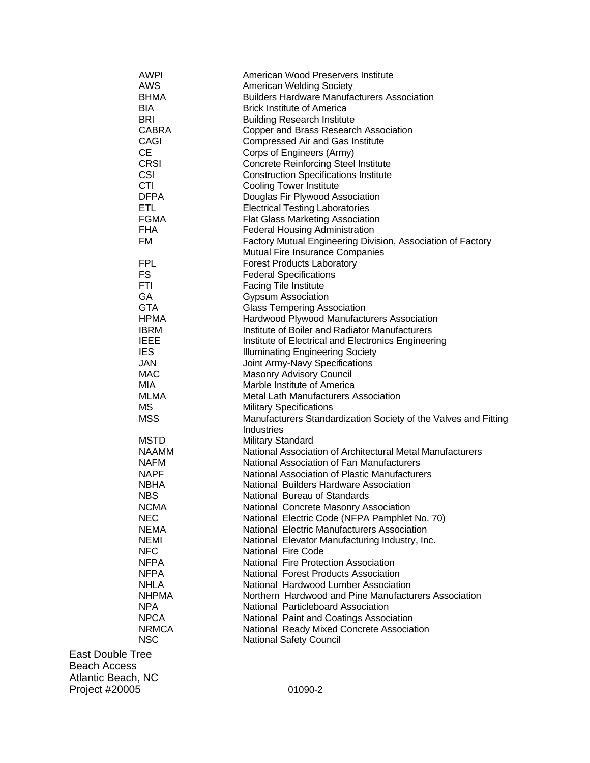| | |
|---|---|
| AWPI | American Wood Preservers Institute |
| AWS | American Welding Society |
| BHMA | Builders Hardware Manufacturers Association |
| BIA | Brick Institute of America |
| BRI | Building Research Institute |
| CABRA | Copper and Brass Research Association |
| CAGI | Compressed Air and Gas Institute |
| CE | Corps of Engineers (Army) |
| CRSI | Concrete Reinforcing Steel Institute |
| CSI | Construction Specifications Institute |
| CTI | Cooling Tower Institute |
| DFPA | Douglas Fir Plywood Association |
| ETL | Electrical Testing Laboratories |
| FGMA | Flat Glass Marketing Association |
| FHA | Federal Housing Administration |
| FM | Factory Mutual Engineering Division, Association of Factory Mutual Fire Insurance Companies |
| FPL | Forest Products Laboratory |
| FS | Federal Specifications |
| FTI | Facing Tile Institute |
| GA | Gypsum Association |
| GTA | Glass Tempering Association |
| HPMA | Hardwood Plywood Manufacturers Association |
| IBRM | Institute of Boiler and Radiator Manufacturers |
| IEEE | Institute of Electrical and Electronics Engineering |
| IES | Illuminating Engineering Society |
| JAN | Joint Army-Navy Specifications |
| MAC | Masonry Advisory Council |
| MIA | Marble Institute of America |
| MLMA | Metal Lath Manufacturers Association |
| MS | Military Specifications |
| MSS | Manufacturers Standardization Society of the Valves and Fitting Industries |
| MSTD | Military Standard |
| NAAMM | National Association of Architectural Metal Manufacturers |
| NAFM | National Association of Fan Manufacturers |
| NAPF | National Association of Plastic Manufacturers |
| NBHA | National Builders Hardware Association |
| NBS | National Bureau of Standards |
| NCMA | National Concrete Masonry Association |
| NEC | National Electric Code (NFPA Pamphlet No. 70) |
| NEMA | National Electric Manufacturers Association |
| NEMI | National Elevator Manufacturing Industry, Inc. |
| NFC | National Fire Code |
| NFPA | National Fire Protection Association |
| NFPA | National Forest Products Association |
| NHLA | National Hardwood Lumber Association |
| NHPMA | Northern Hardwood and Pine Manufacturers Association |
| NPA | National Particleboard Association |
| NPCA | National Paint and Coatings Association |
| NRMCA | National Ready Mixed Concrete Association |
| NSC | National Safety Council |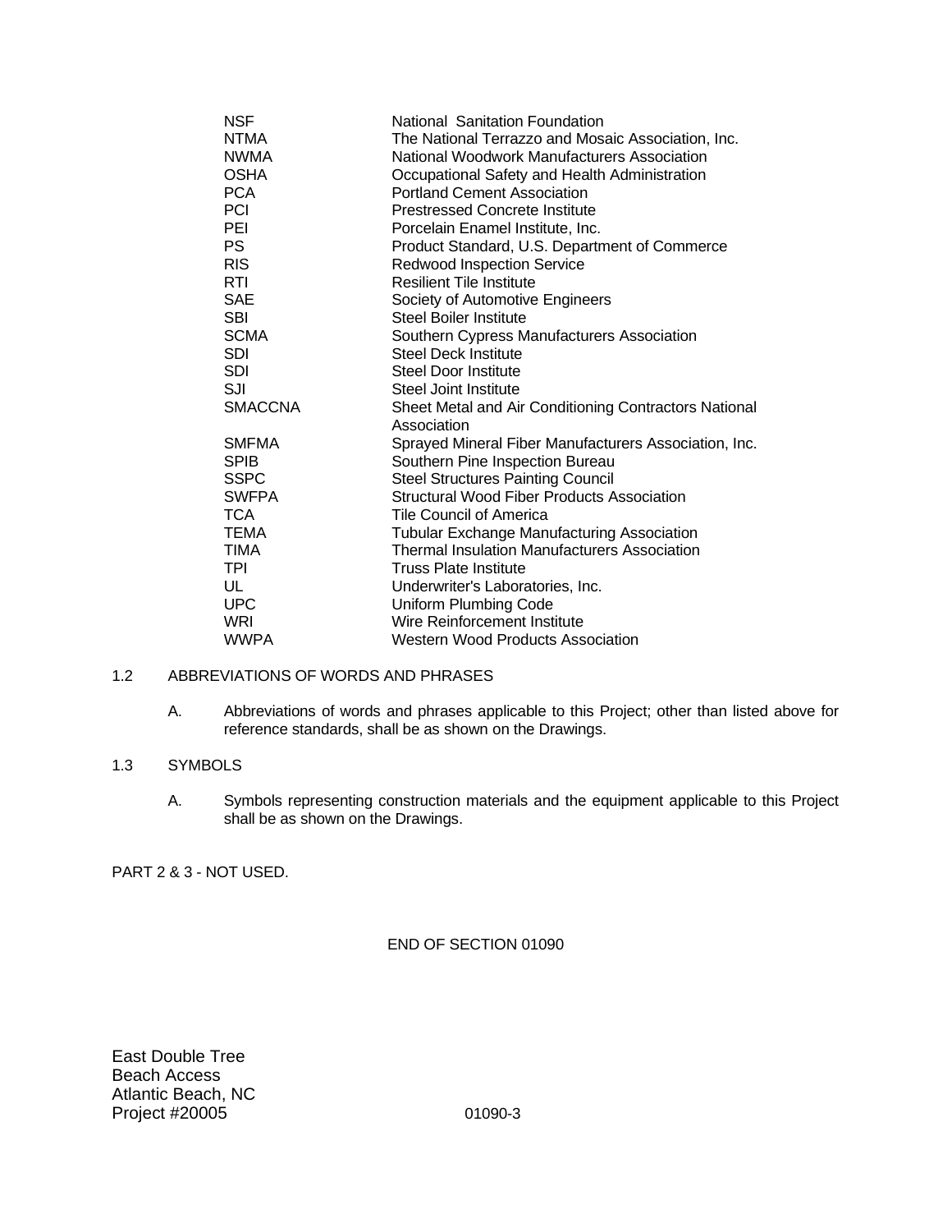| | |
|---|---|
| NSF | National Sanitation Foundation |
| NTMA | The National Terrazzo and Mosaic Association, Inc. |
| NWMA | National Woodwork Manufacturers Association |
| OSHA | Occupational Safety and Health Administration |
| PCA | Portland Cement Association |
| PCI | Prestressed Concrete Institute |
| PEI | Porcelain Enamel Institute, Inc. |
| PS | Product Standard, U.S. Department of Commerce |
| RIS | Redwood Inspection Service |
| RTI | Resilient Tile Institute |
| SAE | Society of Automotive Engineers |
| SBI | Steel Boiler Institute |
| SCMA | Southern Cypress Manufacturers Association |
| SDI | Steel Deck Institute |
| SDI | Steel Door Institute |
| SJI | Steel Joint Institute |
| SMACCNA | Sheet Metal and Air Conditioning Contractors National Association |
| SMFMA | Sprayed Mineral Fiber Manufacturers Association, Inc. |
| SPIB | Southern Pine Inspection Bureau |
| SSPC | Steel Structures Painting Council |
| SWFPA | Structural Wood Fiber Products Association |
| TCA | Tile Council of America |
| TEMA | Tubular Exchange Manufacturing Association |
| TIMA | Thermal Insulation Manufacturers Association |
| TPI | Truss Plate Institute |
| UL | Underwriter's Laboratories, Inc. |
| UPC | Uniform Plumbing Code |
| WRI | Wire Reinforcement Institute |
| WWPA | Western Wood Products Association |

1.2 ABBREVIATIONS OF WORDS AND PHRASES

A. Abbreviations of words and phrases applicable to this Project; other than listed above for reference standards, shall be as shown on the Drawings.

1.3 SYMBOLS

A. Symbols representing construction materials and the equipment applicable to this Project shall be as shown on the Drawings.

PART 2 & 3 - NOT USED.

END OF SECTION 01090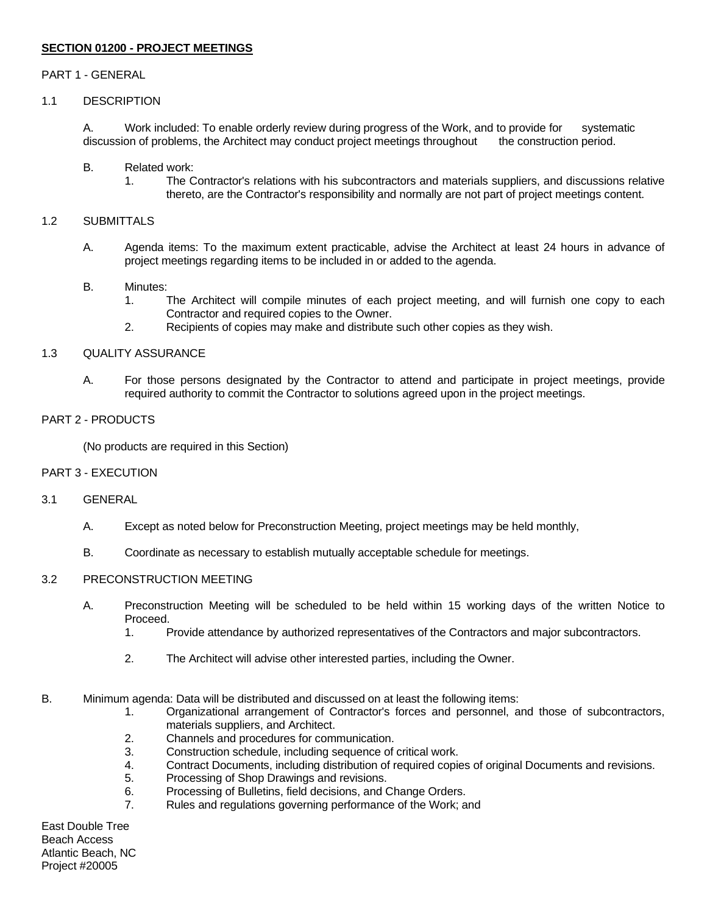**SECTION 01200 - PROJECT MEETINGS**

PART 1 - GENERAL

1.1 DESCRIPTION

A. Work included: To enable orderly review during progress of the Work, and to provide for systematic discussion of problems, the Architect may conduct project meetings throughout the construction period.

B. Related work:
   1. The Contractor's relations with his subcontractors and materials suppliers, and discussions relative thereto, are the Contractor's responsibility and normally are not part of project meetings content.

1.2 SUBMITTALS

A. Agenda items: To the maximum extent practicable, advise the Architect at least 24 hours in advance of project meetings regarding items to be included in or added to the agenda.

B. Minutes:
   1. The Architect will compile minutes of each project meeting, and will furnish one copy to each Contractor and required copies to the Owner.
   2. Recipients of copies may make and distribute such other copies as they wish.

1.3 QUALITY ASSURANCE

A. For those persons designated by the Contractor to attend and participate in project meetings, provide required authority to commit the Contractor to solutions agreed upon in the project meetings.

PART 2 - PRODUCTS

(No products are required in this Section)

PART 3 - EXECUTION

3.1 GENERAL

A. Except as noted below for Preconstruction Meeting, project meetings may be held monthly,

B. Coordinate as necessary to establish mutually acceptable schedule for meetings.

3.2 PRECONSTRUCTION MEETING

A. Preconstruction Meeting will be scheduled to be held within 15 working days of the written Notice to Proceed.
   1. Provide attendance by authorized representatives of the Contractors and major subcontractors.
   2. The Architect will advise other interested parties, including the Owner.

B. Minimum agenda: Data will be distributed and discussed on at least the following items:
   1. Organizational arrangement of Contractor's forces and personnel, and those of subcontractors, materials suppliers, and Architect.
   2. Channels and procedures for communication.
   3. Construction schedule, including sequence of critical work.
   4. Contract Documents, including distribution of required copies of original Documents and revisions.
   5. Processing of Shop Drawings and revisions.
   6. Processing of Bulletins, field decisions, and Change Orders.
   7. Rules and regulations governing performance of the Work; and

East Double Tree
Beach Access
Atlantic Beach, NC
Project #20005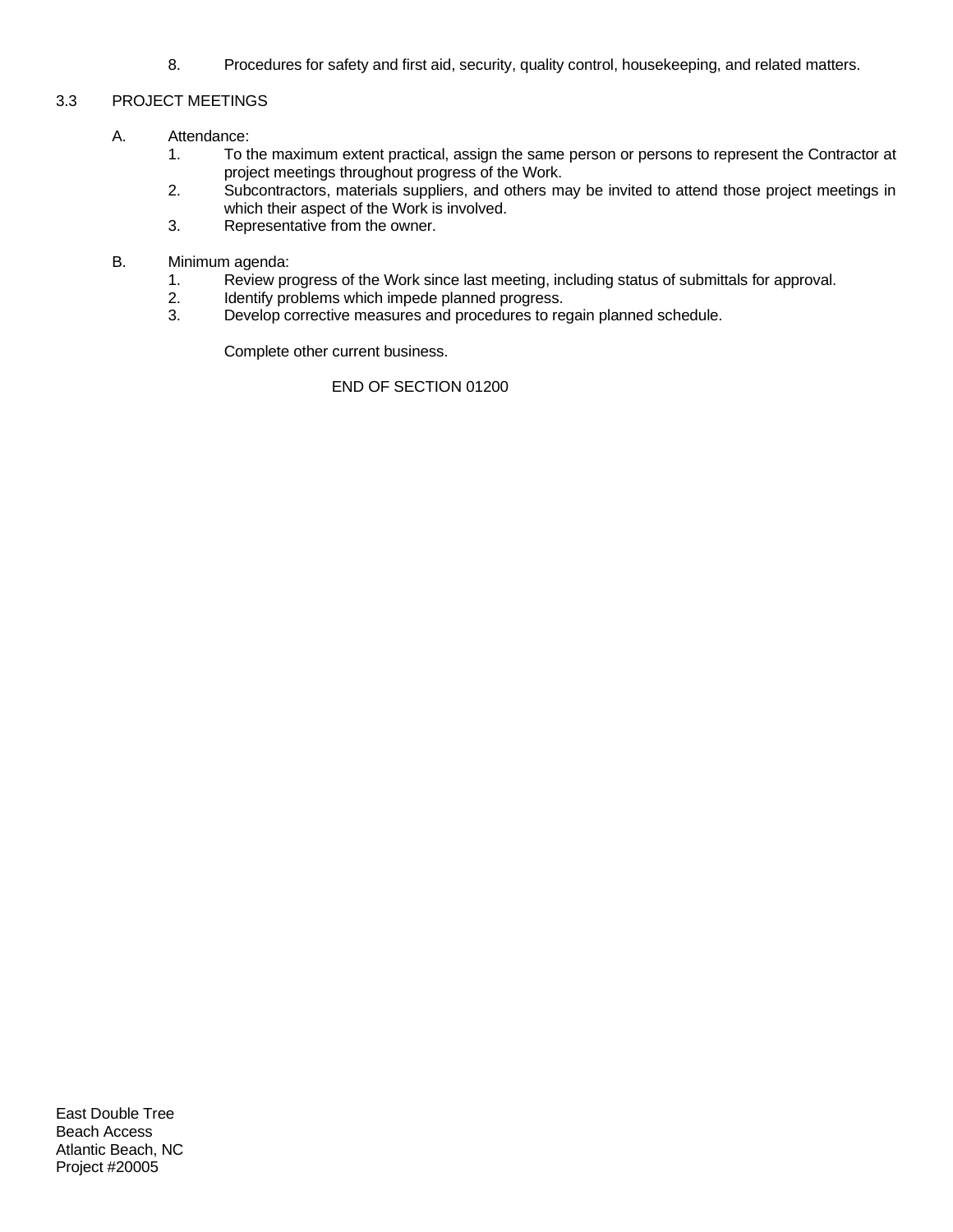8. Procedures for safety and first aid, security, quality control, housekeeping, and related matters.

## 3.3 PROJECT MEETINGS

A. Attendance:

1. To the maximum extent practical, assign the same person or persons to represent the Contractor at project meetings throughout progress of the Work.
2. Subcontractors, materials suppliers, and others may be invited to attend those project meetings in which their aspect of the Work is involved.
3. Representative from the owner.

B. Minimum agenda:

1. Review progress of the Work since last meeting, including status of submittals for approval.
2. Identify problems which impede planned progress.
3. Develop corrective measures and procedures to regain planned schedule.

Complete other current business.

END OF SECTION 01200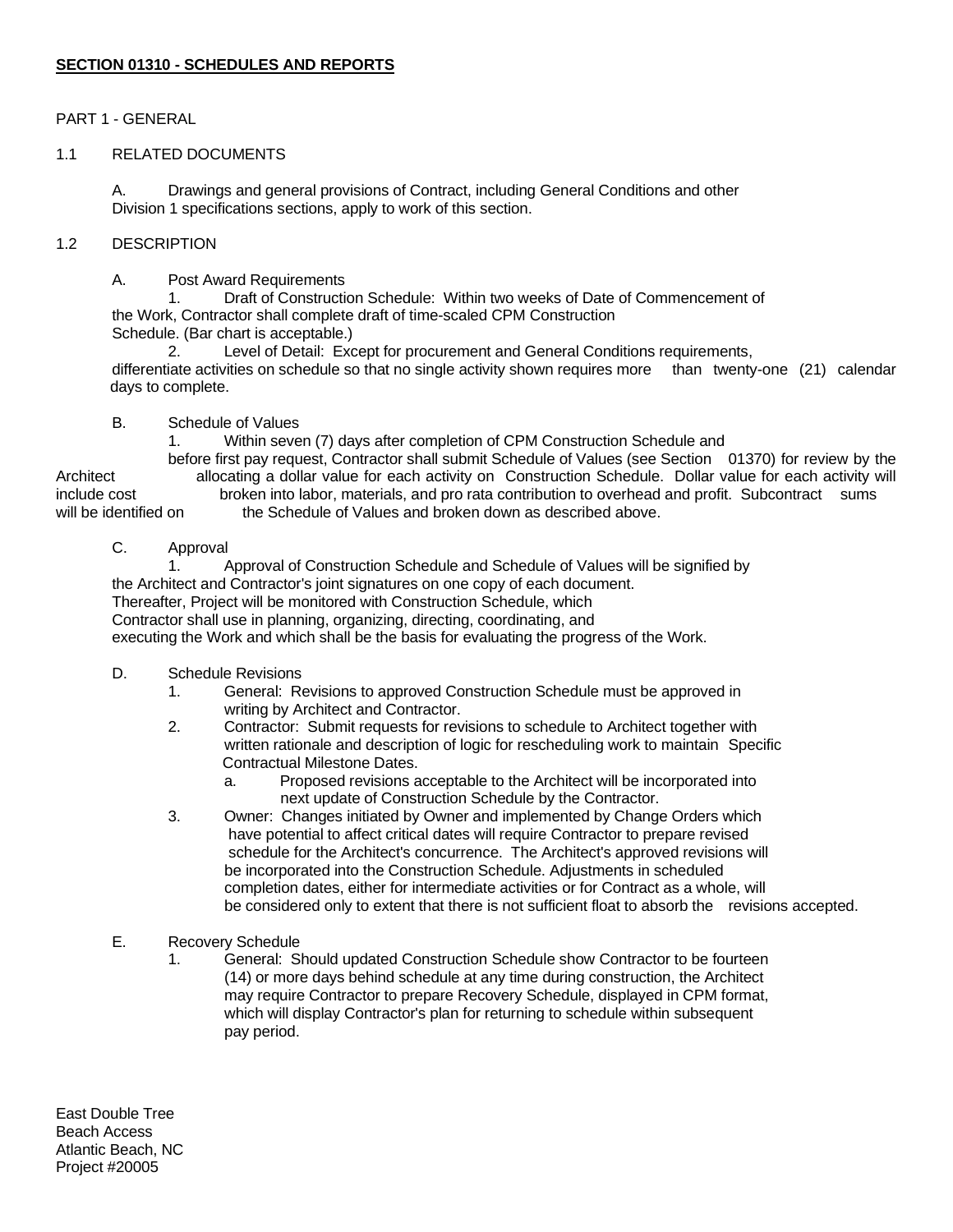## SECTION 01310 - SCHEDULES AND REPORTS

PART 1 - GENERAL

1.1 RELATED DOCUMENTS

A. Drawings and general provisions of Contract, including General Conditions and other Division 1 specifications sections, apply to work of this section.

1.2 DESCRIPTION

A. Post Award Requirements

1. Draft of Construction Schedule: Within two weeks of Date of Commencement of the Work, Contractor shall complete draft of time-scaled CPM Construction Schedule. (Bar chart is acceptable.)

2. Level of Detail: Except for procurement and General Conditions requirements, differentiate activities on schedule so that no single activity shown requires more than twenty-one (21) calendar days to complete.

B. Schedule of Values

1. Within seven (7) days after completion of CPM Construction Schedule and before first pay request, Contractor shall submit Schedule of Values (see Section 01370) for review by the Architect allocating a dollar value for each activity on Construction Schedule. Dollar value for each activity will include cost broken into labor, materials, and pro rata contribution to overhead and profit. Subcontract sums will be identified on the Schedule of Values and broken down as described above.

C. Approval

1. Approval of Construction Schedule and Schedule of Values will be signified by the Architect and Contractor's joint signatures on one copy of each document. Thereafter, Project will be monitored with Construction Schedule, which Contractor shall use in planning, organizing, directing, coordinating, and executing the Work and which shall be the basis for evaluating the progress of the Work.

D. Schedule Revisions

1. General: Revisions to approved Construction Schedule must be approved in writing by Architect and Contractor.
2. Contractor: Submit requests for revisions to schedule to Architect together with written rationale and description of logic for rescheduling work to maintain Specific Contractual Milestone Dates.
   a. Proposed revisions acceptable to the Architect will be incorporated into next update of Construction Schedule by the Contractor.
3. Owner: Changes initiated by Owner and implemented by Change Orders which have potential to affect critical dates will require Contractor to prepare revised schedule for the Architect's concurrence. The Architect's approved revisions will be incorporated into the Construction Schedule. Adjustments in scheduled completion dates, either for intermediate activities or for Contract as a whole, will be considered only to extent that there is not sufficient float to absorb the revisions accepted.

E. Recovery Schedule

1. General: Should updated Construction Schedule show Contractor to be fourteen (14) or more days behind schedule at any time during construction, the Architect may require Contractor to prepare Recovery Schedule, displayed in CPM format, which will display Contractor's plan for returning to schedule within subsequent pay period.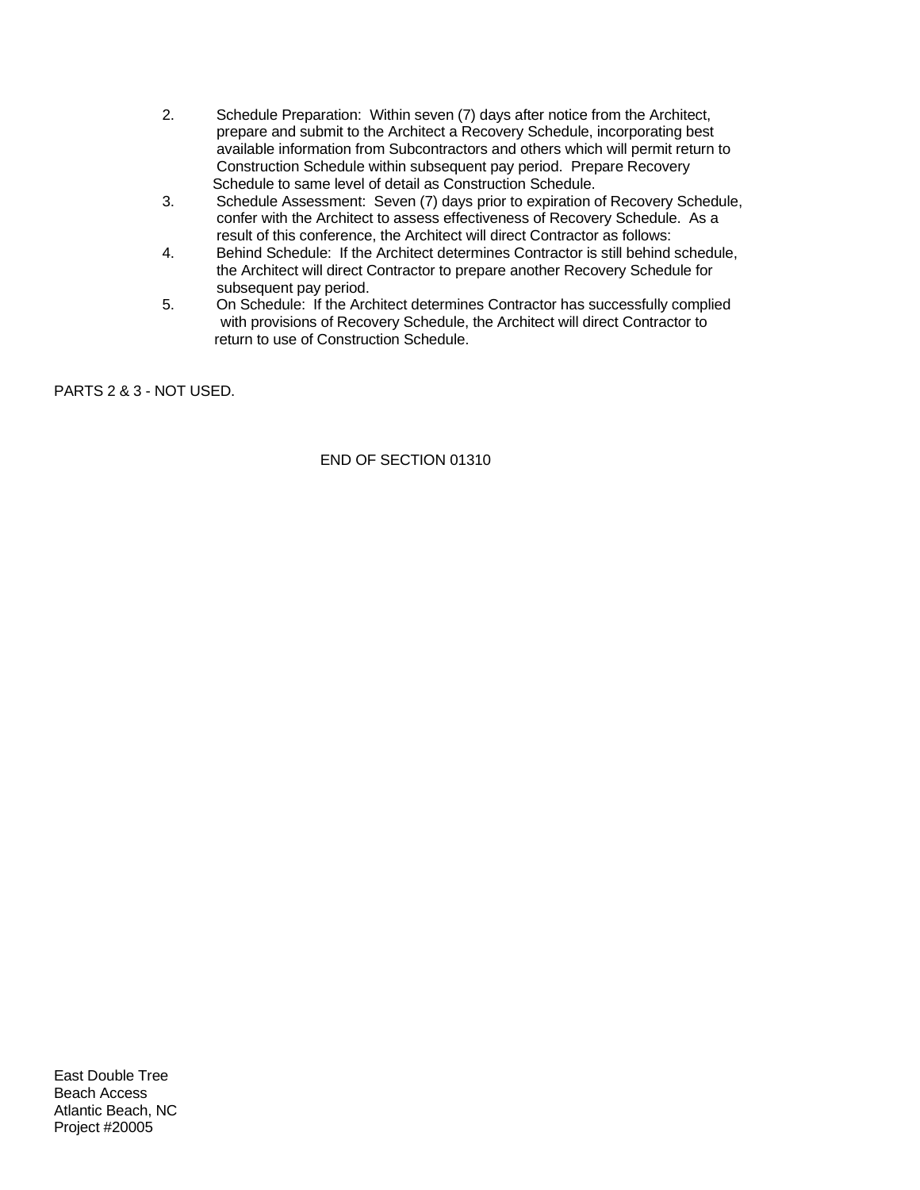2. Schedule Preparation: Within seven (7) days after notice from the Architect, prepare and submit to the Architect a Recovery Schedule, incorporating best available information from Subcontractors and others which will permit return to Construction Schedule within subsequent pay period. Prepare Recovery Schedule to same level of detail as Construction Schedule.
3. Schedule Assessment: Seven (7) days prior to expiration of Recovery Schedule, confer with the Architect to assess effectiveness of Recovery Schedule. As a result of this conference, the Architect will direct Contractor as follows:
4. Behind Schedule: If the Architect determines Contractor is still behind schedule, the Architect will direct Contractor to prepare another Recovery Schedule for subsequent pay period.
5. On Schedule: If the Architect determines Contractor has successfully complied with provisions of Recovery Schedule, the Architect will direct Contractor to return to use of Construction Schedule.

PARTS 2 & 3 - NOT USED.

END OF SECTION 01310

East Double Tree
Beach Access
Atlantic Beach, NC
Project #20005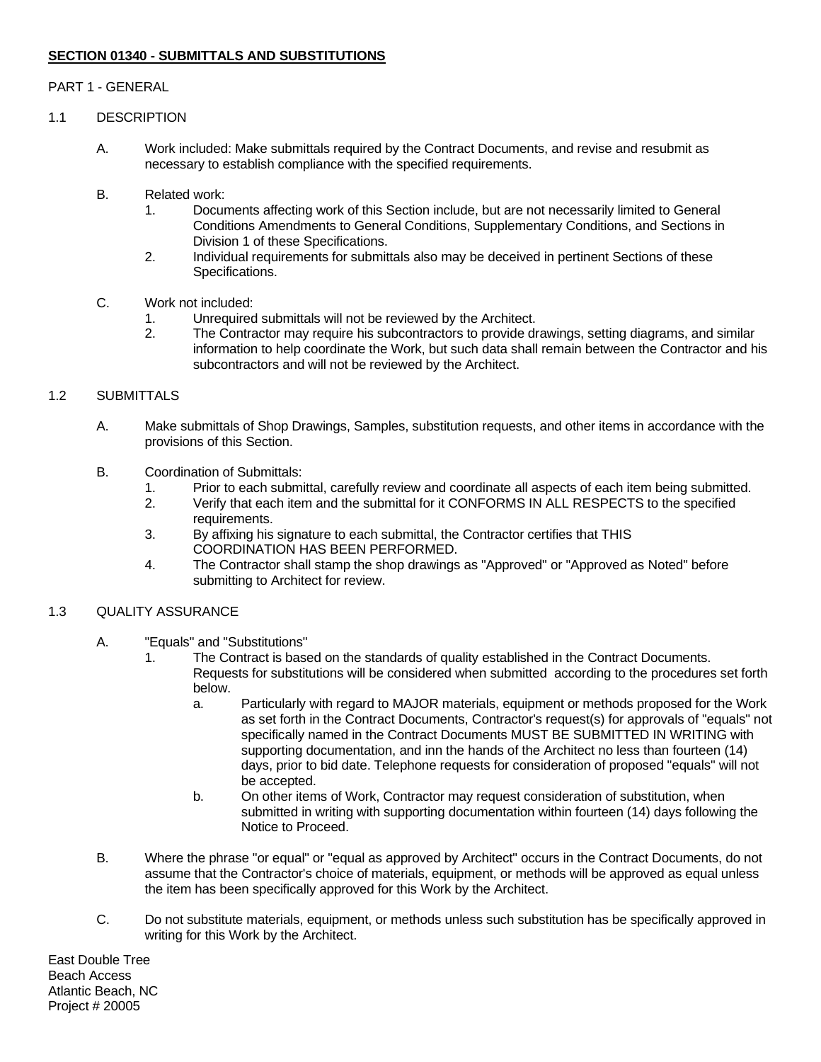**SECTION 01340 - SUBMITTALS AND SUBSTITUTIONS**

PART 1 - GENERAL

1.1 DESCRIPTION

A. Work included: Make submittals required by the Contract Documents, and revise and resubmit as necessary to establish compliance with the specified requirements.

B. Related work:
   1. Documents affecting work of this Section include, but are not necessarily limited to General Conditions Amendments to General Conditions, Supplementary Conditions, and Sections in Division 1 of these Specifications.
   2. Individual requirements for submittals also may be deceived in pertinent Sections of these Specifications.

C. Work not included:
   1. Unrequired submittals will not be reviewed by the Architect.
   2. The Contractor may require his subcontractors to provide drawings, setting diagrams, and similar information to help coordinate the Work, but such data shall remain between the Contractor and his subcontractors and will not be reviewed by the Architect.

1.2 SUBMITTALS

A. Make submittals of Shop Drawings, Samples, substitution requests, and other items in accordance with the provisions of this Section.

B. Coordination of Submittals:
   1. Prior to each submittal, carefully review and coordinate all aspects of each item being submitted.
   2. Verify that each item and the submittal for it CONFORMS IN ALL RESPECTS to the specified requirements.
   3. By affixing his signature to each submittal, the Contractor certifies that THIS COORDINATION HAS BEEN PERFORMED.
   4. The Contractor shall stamp the shop drawings as "Approved" or "Approved as Noted" before submitting to Architect for review.

1.3 QUALITY ASSURANCE

A. "Equals" and "Substitutions"
   1. The Contract is based on the standards of quality established in the Contract Documents. Requests for substitutions will be considered when submitted according to the procedures set forth below.
      a. Particularly with regard to MAJOR materials, equipment or methods proposed for the Work as set forth in the Contract Documents, Contractor's request(s) for approvals of "equals" not specifically named in the Contract Documents MUST BE SUBMITTED IN WRITING with supporting documentation, and inn the hands of the Architect no less than fourteen (14) days, prior to bid date. Telephone requests for consideration of proposed "equals" will not be accepted.
      b. On other items of Work, Contractor may request consideration of substitution, when submitted in writing with supporting documentation within fourteen (14) days following the Notice to Proceed.

B. Where the phrase "or equal" or "equal as approved by Architect" occurs in the Contract Documents, do not assume that the Contractor's choice of materials, equipment, or methods will be approved as equal unless the item has been specifically approved for this Work by the Architect.

C. Do not substitute materials, equipment, or methods unless such substitution has be specifically approved in writing for this Work by the Architect.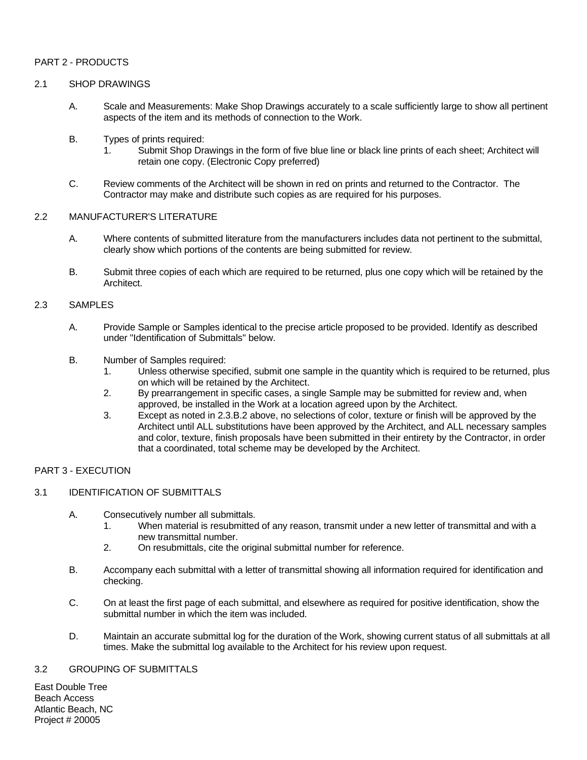## PART 2 - PRODUCTS

### 2.1 SHOP DRAWINGS

A. Scale and Measurements: Make Shop Drawings accurately to a scale sufficiently large to show all pertinent aspects of the item and its methods of connection to the Work.

B. Types of prints required:
   1. Submit Shop Drawings in the form of five blue line or black line prints of each sheet; Architect will retain one copy. (Electronic Copy preferred)

C. Review comments of the Architect will be shown in red on prints and returned to the Contractor. The Contractor may make and distribute such copies as are required for his purposes.

### 2.2 MANUFACTURER'S LITERATURE

A. Where contents of submitted literature from the manufacturers includes data not pertinent to the submittal, clearly show which portions of the contents are being submitted for review.

B. Submit three copies of each which are required to be returned, plus one copy which will be retained by the Architect.

### 2.3 SAMPLES

A. Provide Sample or Samples identical to the precise article proposed to be provided. Identify as described under "Identification of Submittals" below.

B. Number of Samples required:
   1. Unless otherwise specified, submit one sample in the quantity which is required to be returned, plus on which will be retained by the Architect.
   2. By prearrangement in specific cases, a single Sample may be submitted for review and, when approved, be installed in the Work at a location agreed upon by the Architect.
   3. Except as noted in 2.3.B.2 above, no selections of color, texture or finish will be approved by the Architect until ALL substitutions have been approved by the Architect, and ALL necessary samples and color, texture, finish proposals have been submitted in their entirety by the Contractor, in order that a coordinated, total scheme may be developed by the Architect.

## PART 3 - EXECUTION

### 3.1 IDENTIFICATION OF SUBMITTALS

A. Consecutively number all submittals.
   1. When material is resubmitted of any reason, transmit under a new letter of transmittal and with a new transmittal number.
   2. On resubmittals, cite the original submittal number for reference.

B. Accompany each submittal with a letter of transmittal showing all information required for identification and checking.

C. On at least the first page of each submittal, and elsewhere as required for positive identification, show the submittal number in which the item was included.

D. Maintain an accurate submittal log for the duration of the Work, showing current status of all submittals at all times. Make the submittal log available to the Architect for his review upon request.

### 3.2 GROUPING OF SUBMITTALS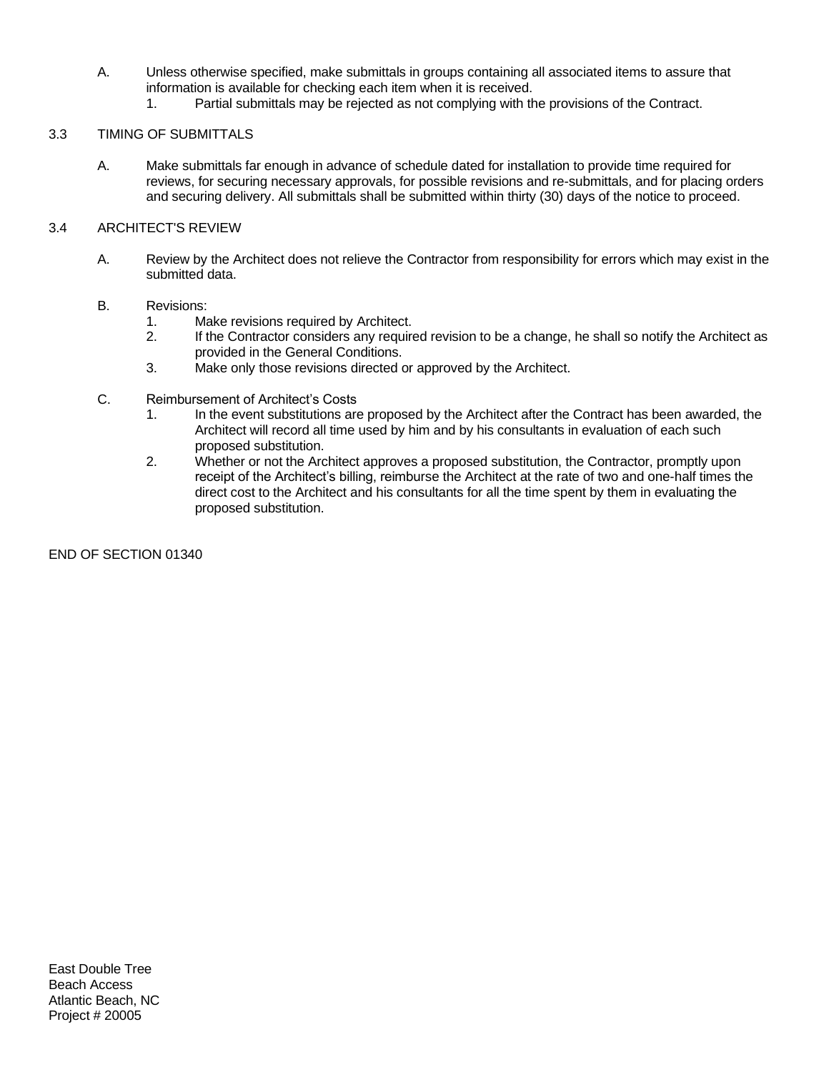A. Unless otherwise specified, make submittals in groups containing all associated items to assure that information is available for checking each item when it is received.
   1. Partial submittals may be rejected as not complying with the provisions of the Contract.

## 3.3 TIMING OF SUBMITTALS

A. Make submittals far enough in advance of schedule dated for installation to provide time required for reviews, for securing necessary approvals, for possible revisions and re-submittals, and for placing orders and securing delivery. All submittals shall be submitted within thirty (30) days of the notice to proceed.

## 3.4 ARCHITECT'S REVIEW

A. Review by the Architect does not relieve the Contractor from responsibility for errors which may exist in the submitted data.

B. Revisions:
   1. Make revisions required by Architect.
   2. If the Contractor considers any required revision to be a change, he shall so notify the Architect as provided in the General Conditions.
   3. Make only those revisions directed or approved by the Architect.

C. Reimbursement of Architect's Costs
   1. In the event substitutions are proposed by the Architect after the Contract has been awarded, the Architect will record all time used by him and by his consultants in evaluation of each such proposed substitution.
   2. Whether or not the Architect approves a proposed substitution, the Contractor, promptly upon receipt of the Architect's billing, reimburse the Architect at the rate of two and one-half times the direct cost to the Architect and his consultants for all the time spent by them in evaluating the proposed substitution.

END OF SECTION 01340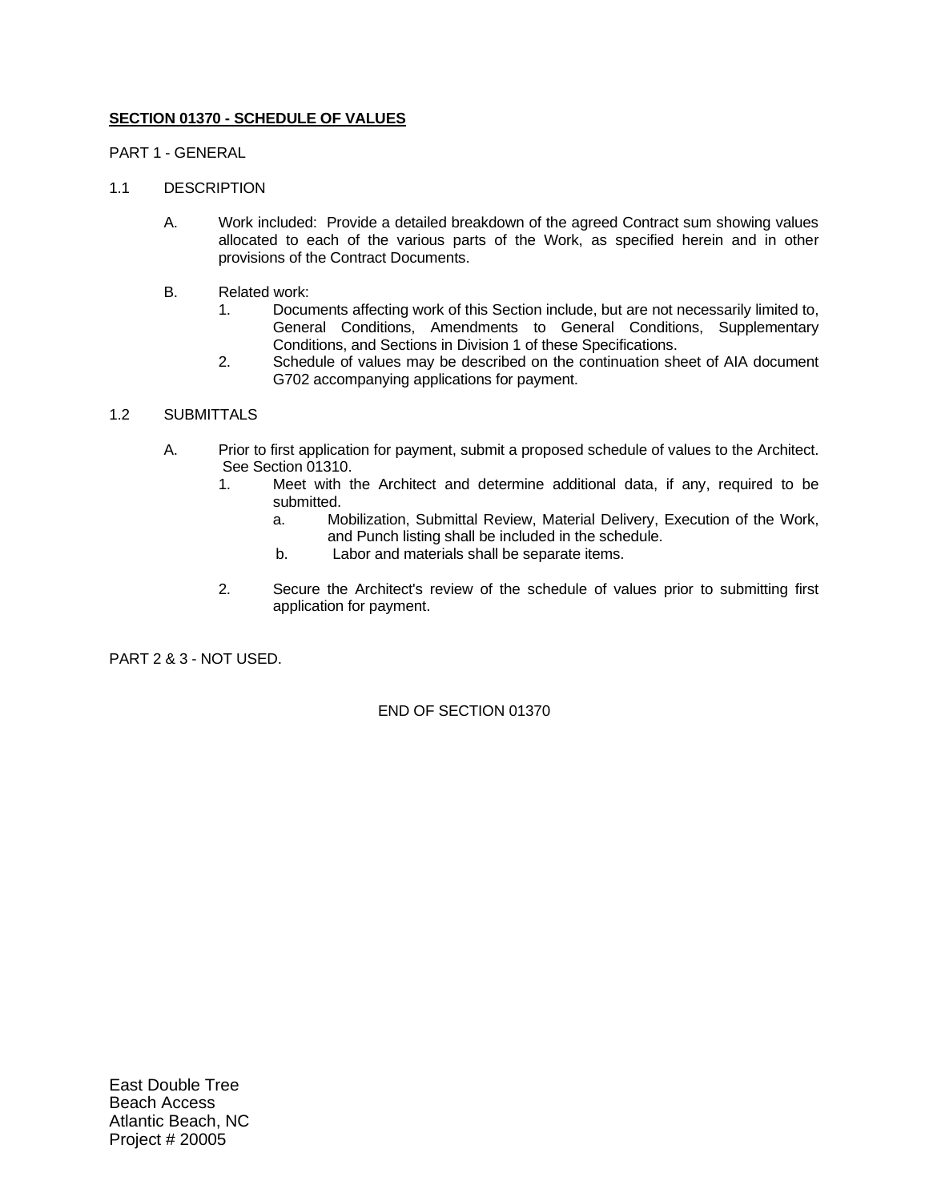**SECTION 01370 - SCHEDULE OF VALUES**

PART 1 - GENERAL

1.1 DESCRIPTION

A. Work included: Provide a detailed breakdown of the agreed Contract sum showing values allocated to each of the various parts of the Work, as specified herein and in other provisions of the Contract Documents.

B. Related work:
   1. Documents affecting work of this Section include, but are not necessarily limited to, General Conditions, Amendments to General Conditions, Supplementary Conditions, and Sections in Division 1 of these Specifications.
   2. Schedule of values may be described on the continuation sheet of AIA document G702 accompanying applications for payment.

1.2 SUBMITTALS

A. Prior to first application for payment, submit a proposed schedule of values to the Architect. See Section 01310.
   1. Meet with the Architect and determine additional data, if any, required to be submitted.
      a. Mobilization, Submittal Review, Material Delivery, Execution of the Work, and Punch listing shall be included in the schedule.
      b. Labor and materials shall be separate items.
   2. Secure the Architect's review of the schedule of values prior to submitting first application for payment.

PART 2 & 3 - NOT USED.

END OF SECTION 01370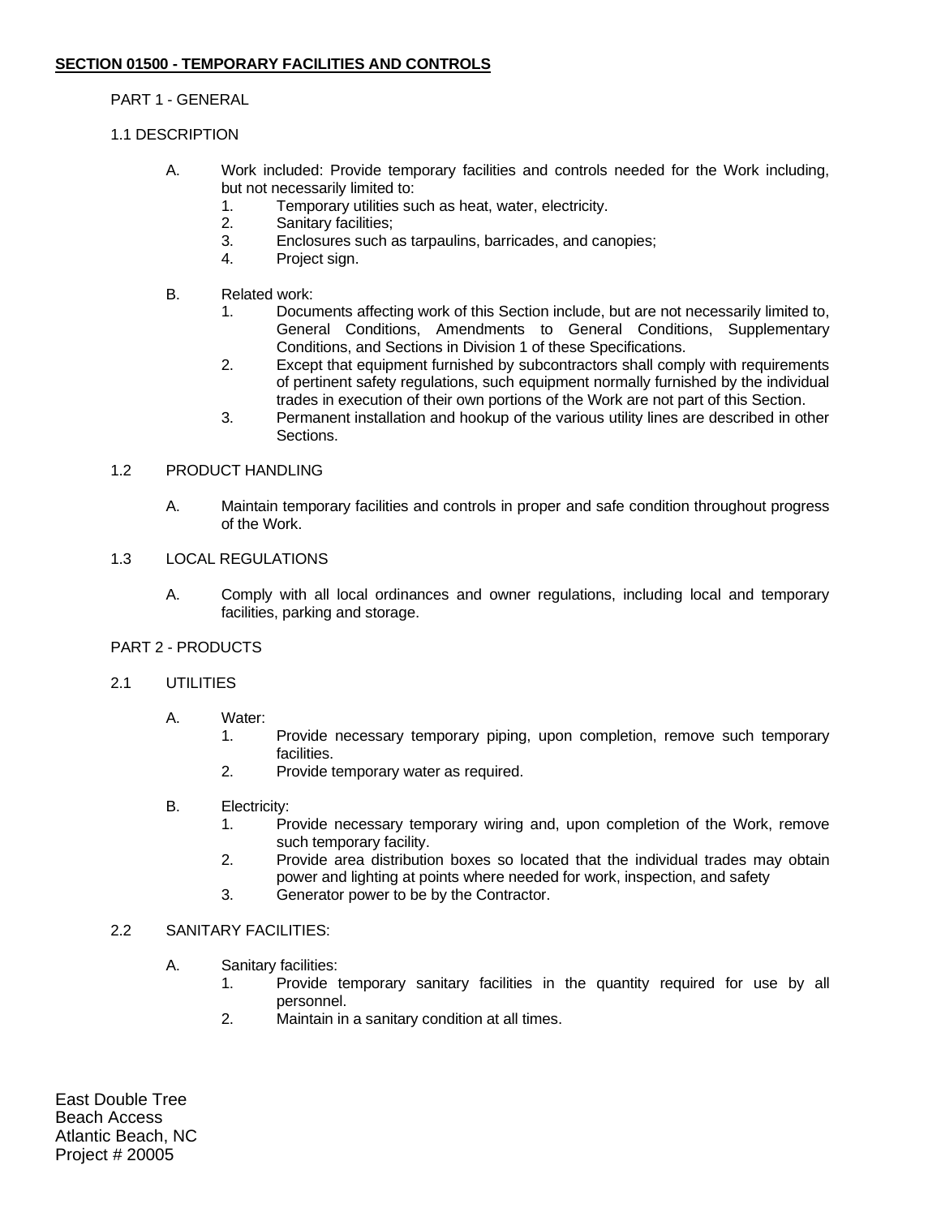**SECTION 01500 - TEMPORARY FACILITIES AND CONTROLS**

PART 1 - GENERAL

1.1 DESCRIPTION

A. Work included: Provide temporary facilities and controls needed for the Work including, but not necessarily limited to:
   1. Temporary utilities such as heat, water, electricity.
   2. Sanitary facilities;
   3. Enclosures such as tarpaulins, barricades, and canopies;
   4. Project sign.

B. Related work:
   1. Documents affecting work of this Section include, but are not necessarily limited to, General Conditions, Amendments to General Conditions, Supplementary Conditions, and Sections in Division 1 of these Specifications.
   2. Except that equipment furnished by subcontractors shall comply with requirements of pertinent safety regulations, such equipment normally furnished by the individual trades in execution of their own portions of the Work are not part of this Section.
   3. Permanent installation and hookup of the various utility lines are described in other Sections.

1.2 PRODUCT HANDLING

A. Maintain temporary facilities and controls in proper and safe condition throughout progress of the Work.

1.3 LOCAL REGULATIONS

A. Comply with all local ordinances and owner regulations, including local and temporary facilities, parking and storage.

PART 2 - PRODUCTS

2.1 UTILITIES

A. Water:
   1. Provide necessary temporary piping, upon completion, remove such temporary facilities.
   2. Provide temporary water as required.

B. Electricity:
   1. Provide necessary temporary wiring and, upon completion of the Work, remove such temporary facility.
   2. Provide area distribution boxes so located that the individual trades may obtain power and lighting at points where needed for work, inspection, and safety
   3. Generator power to be by the Contractor.

2.2 SANITARY FACILITIES:

A. Sanitary facilities:
   1. Provide temporary sanitary facilities in the quantity required for use by all personnel.
   2. Maintain in a sanitary condition at all times.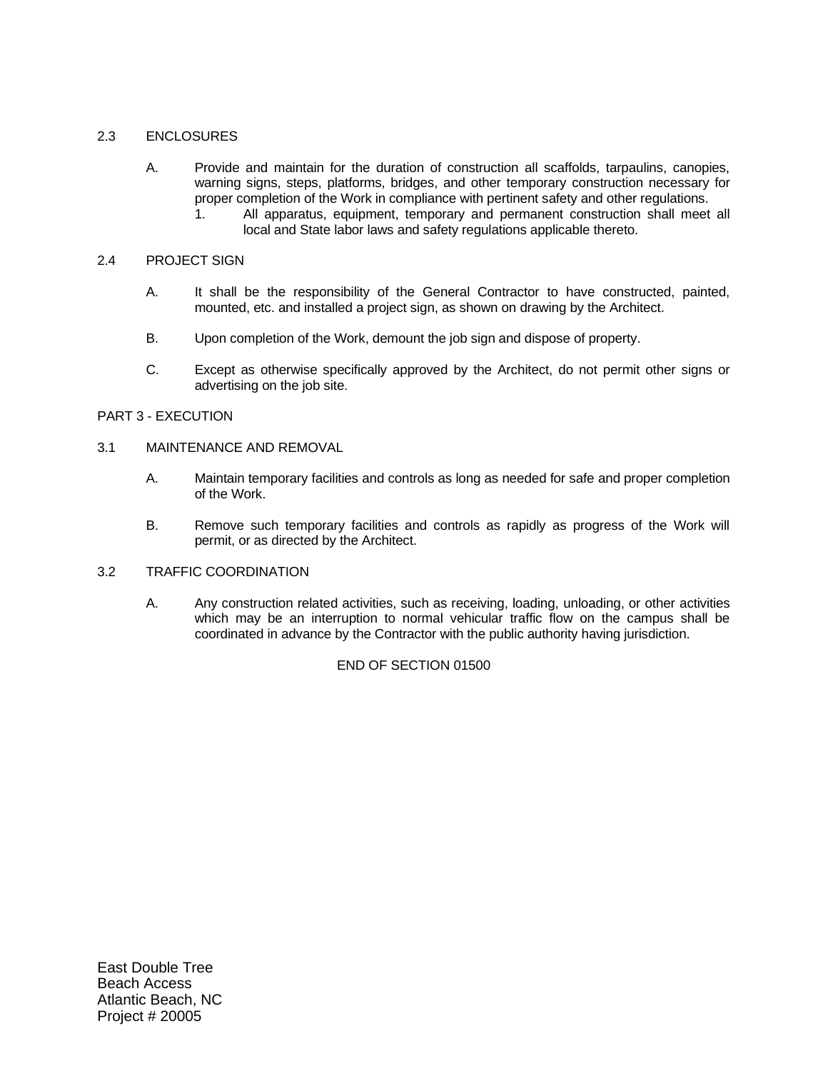## 2.3 ENCLOSURES

A. Provide and maintain for the duration of construction all scaffolds, tarpaulins, canopies, warning signs, steps, platforms, bridges, and other temporary construction necessary for proper completion of the Work in compliance with pertinent safety and other regulations.
   1. All apparatus, equipment, temporary and permanent construction shall meet all local and State labor laws and safety regulations applicable thereto.

## 2.4 PROJECT SIGN

A. It shall be the responsibility of the General Contractor to have constructed, painted, mounted, etc. and installed a project sign, as shown on drawing by the Architect.

B. Upon completion of the Work, demount the job sign and dispose of property.

C. Except as otherwise specifically approved by the Architect, do not permit other signs or advertising on the job site.

# PART 3 - EXECUTION

## 3.1 MAINTENANCE AND REMOVAL

A. Maintain temporary facilities and controls as long as needed for safe and proper completion of the Work.

B. Remove such temporary facilities and controls as rapidly as progress of the Work will permit, or as directed by the Architect.

## 3.2 TRAFFIC COORDINATION

A. Any construction related activities, such as receiving, loading, unloading, or other activities which may be an interruption to normal vehicular traffic flow on the campus shall be coordinated in advance by the Contractor with the public authority having jurisdiction.

END OF SECTION 01500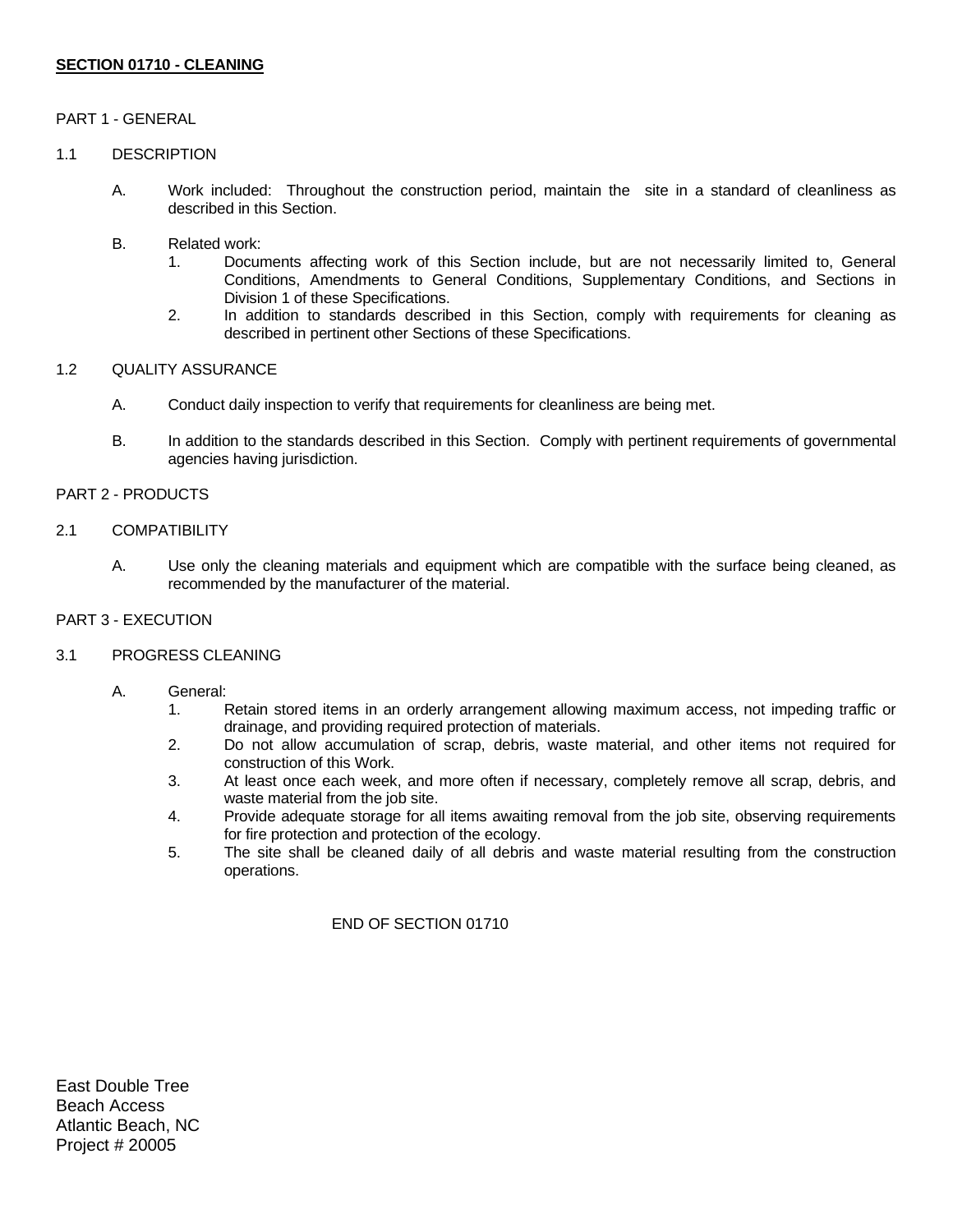**SECTION 01710 - CLEANING**

PART 1 - GENERAL

1.1 DESCRIPTION

A. Work included: Throughout the construction period, maintain the site in a standard of cleanliness as described in this Section.

B. Related work:
   1. Documents affecting work of this Section include, but are not necessarily limited to, General Conditions, Amendments to General Conditions, Supplementary Conditions, and Sections in Division 1 of these Specifications.
   2. In addition to standards described in this Section, comply with requirements for cleaning as described in pertinent other Sections of these Specifications.

1.2 QUALITY ASSURANCE

A. Conduct daily inspection to verify that requirements for cleanliness are being met.

B. In addition to the standards described in this Section. Comply with pertinent requirements of governmental agencies having jurisdiction.

PART 2 - PRODUCTS

2.1 COMPATIBILITY

A. Use only the cleaning materials and equipment which are compatible with the surface being cleaned, as recommended by the manufacturer of the material.

PART 3 - EXECUTION

3.1 PROGRESS CLEANING

A. General:
   1. Retain stored items in an orderly arrangement allowing maximum access, not impeding traffic or drainage, and providing required protection of materials.
   2. Do not allow accumulation of scrap, debris, waste material, and other items not required for construction of this Work.
   3. At least once each week, and more often if necessary, completely remove all scrap, debris, and waste material from the job site.
   4. Provide adequate storage for all items awaiting removal from the job site, observing requirements for fire protection and protection of the ecology.
   5. The site shall be cleaned daily of all debris and waste material resulting from the construction operations.

END OF SECTION 01710